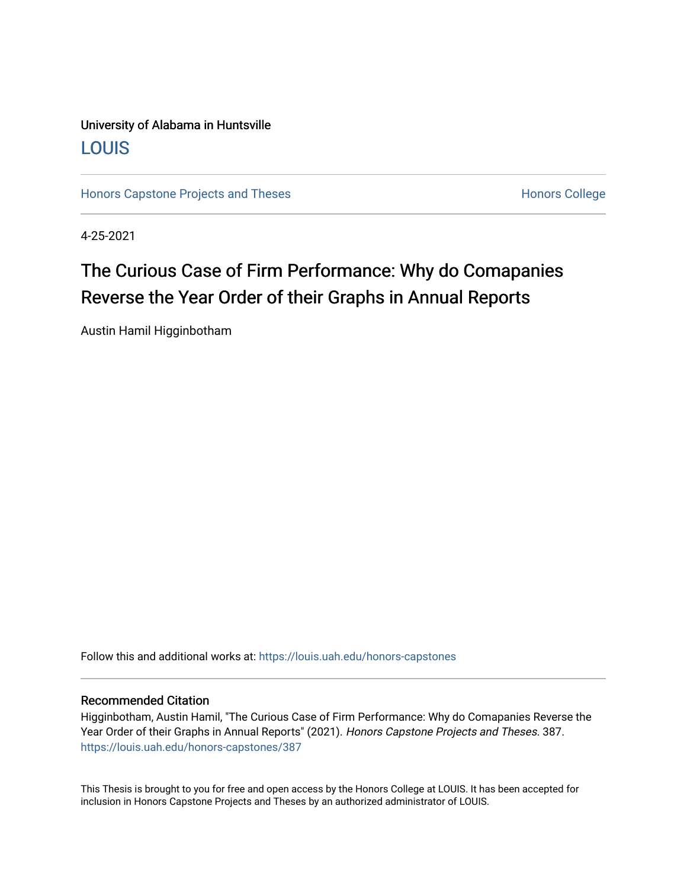University of Alabama in Huntsville

LOUIS

Honors Capstone Projects and Theses

Honors College

4-25-2021

# The Curious Case of Firm Performance: Why do Comapanies Reverse the Year Order of their Graphs in Annual Reports

Austin Hamil Higginbotham

Follow this and additional works at: https://louis.uah.edu/honors-capstones

## Recommended Citation

Higginbotham, Austin Hamil, "The Curious Case of Firm Performance: Why do Comapanies Reverse the Year Order of their Graphs in Annual Reports" (2021). *Honors Capstone Projects and Theses*. 387.
https://louis.uah.edu/honors-capstones/387

This Thesis is brought to you for free and open access by the Honors College at LOUIS. It has been accepted for inclusion in Honors Capstone Projects and Theses by an authorized administrator of LOUIS.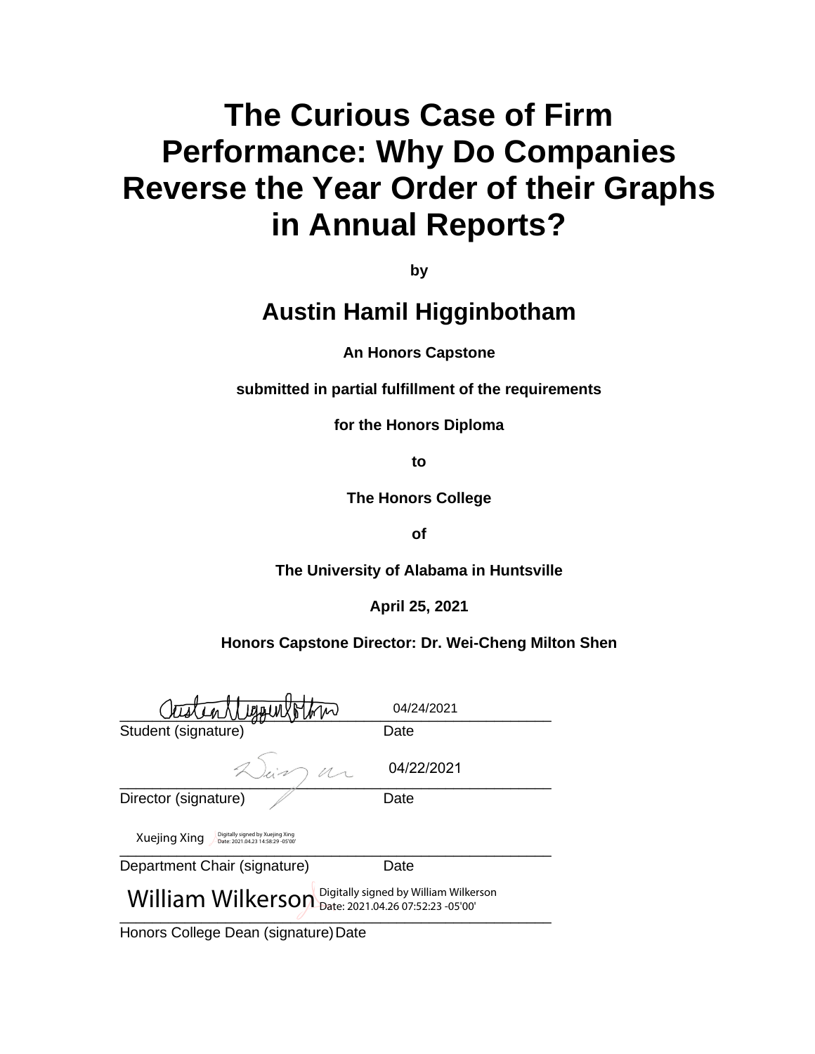# The Curious Case of Firm Performance: Why Do Companies Reverse the Year Order of their Graphs in Annual Reports?

**by**

## Austin Hamil Higginbotham

**An Honors Capstone**

**submitted in partial fulfillment of the requirements**

**for the Honors Diploma**

**to**

**The Honors College**

**of**

**The University of Alabama in Huntsville**

**April 25, 2021**

**Honors Capstone Director: Dr. Wei-Cheng Milton Shen**

Austin Higginbotham 04/24/2021

Student (signature) Date

04/22/2021

Director (signature) Date

Xuejing Xing Digitally signed by Xuejing Xing Date: 2021.04.23 14:58:29 -05'00'

Department Chair (signature) Date

William Wilkerson Digitally signed by William Wilkerson Date: 2021.04.26 07:52:23 -05'00'

Honors College Dean (signature) Date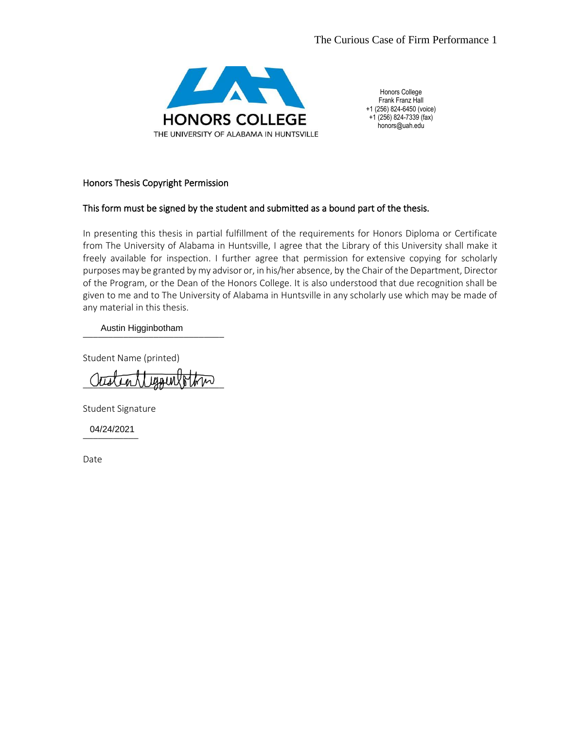HONORS COLLEGE

THE UNIVERSITY OF ALABAMA IN HUNTSVILLE

Honors College
Frank Franz Hall
+1 (256) 824-6450 (voice)
+1 (256) 824-7339 (fax)
honors@uah.edu

Honors Thesis Copyright Permission

This form must be signed by the student and submitted as a bound part of the thesis.

In presenting this thesis in partial fulfillment of the requirements for Honors Diploma or Certificate from The University of Alabama in Huntsville, I agree that the Library of this University shall make it freely available for inspection. I further agree that permission for extensive copying for scholarly purposes may be granted by my advisor or, in his/her absence, by the Chair of the Department, Director of the Program, or the Dean of the Honors College. It is also understood that due recognition shall be given to me and to The University of Alabama in Huntsville in any scholarly use which may be made of any material in this thesis.

Austin Higginbotham
\_\_\_\_\_\_\_\_\_\_\_\_\_\_\_\_\_\_\_\_\_\_\_\_\_\_\_\_

Student Name (printed)

Austin Higginbotham
\_\_\_\_\_\_\_\_\_\_\_\_\_\_\_\_\_\_\_\_\_\_\_\_\_\_\_\_

Student Signature

04/24/2021
\_\_\_\_\_\_\_\_\_\_\_

Date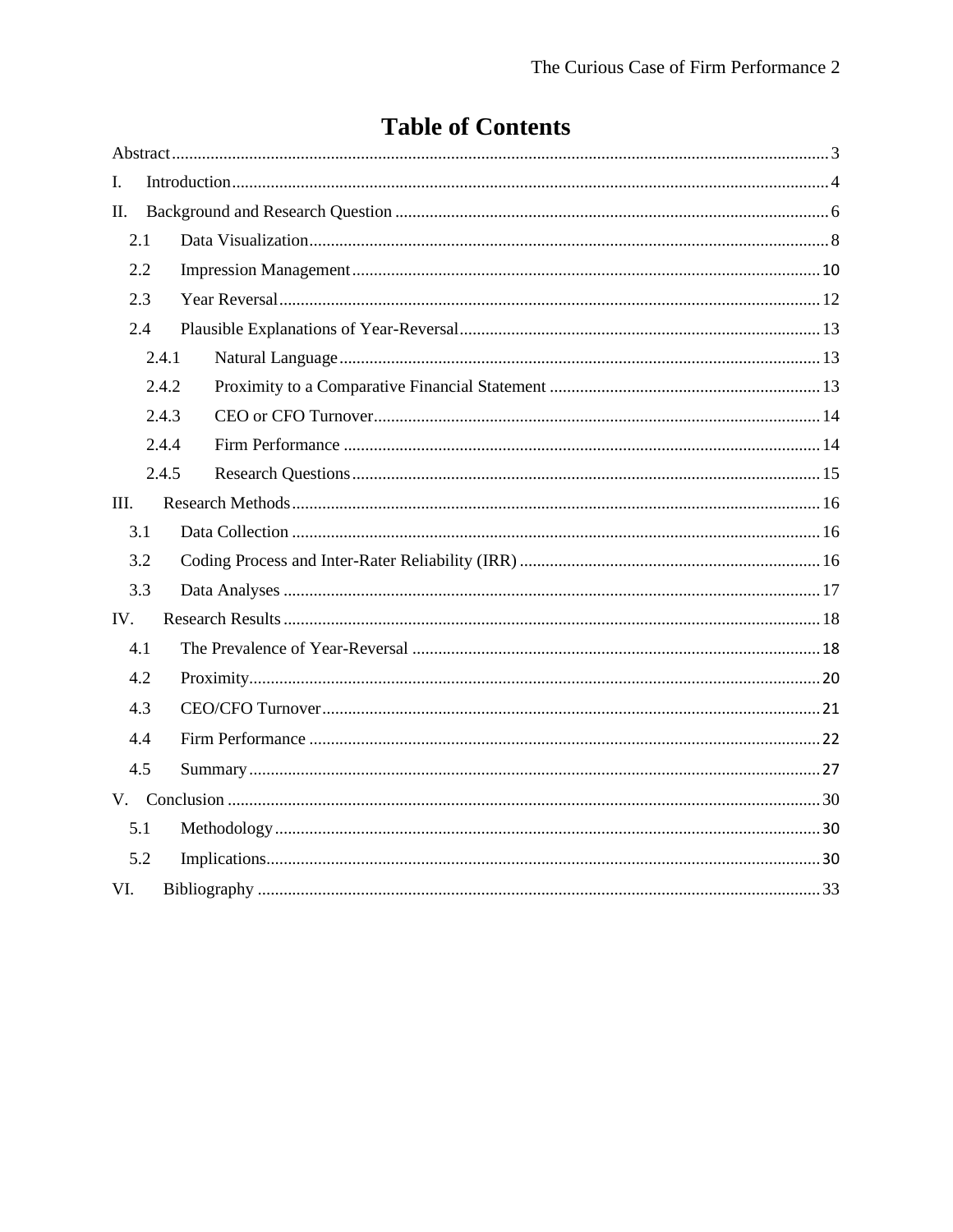# Table of Contents

Abstract ....... 3

I. Introduction ....... 4

II. Background and Research Question ....... 6

- 2.1 Data Visualization ....... 8
- 2.2 Impression Management ....... 10
- 2.3 Year Reversal ....... 12
- 2.4 Plausible Explanations of Year-Reversal ....... 13
  - 2.4.1 Natural Language ....... 13
  - 2.4.2 Proximity to a Comparative Financial Statement ....... 13
  - 2.4.3 CEO or CFO Turnover ....... 14
  - 2.4.4 Firm Performance ....... 14
  - 2.4.5 Research Questions ....... 15

III. Research Methods ....... 16

- 3.1 Data Collection ....... 16
- 3.2 Coding Process and Inter-Rater Reliability (IRR) ....... 16
- 3.3 Data Analyses ....... 17

IV. Research Results ....... 18

- 4.1 The Prevalence of Year-Reversal ....... 18
- 4.2 Proximity ....... 20
- 4.3 CEO/CFO Turnover ....... 21
- 4.4 Firm Performance ....... 22
- 4.5 Summary ....... 27

V. Conclusion ....... 30

- 5.1 Methodology ....... 30
- 5.2 Implications ....... 30

VI. Bibliography ....... 33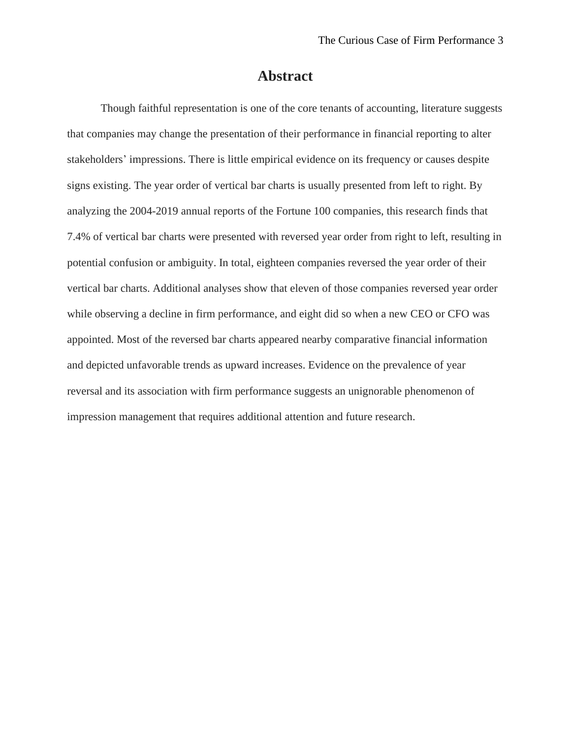# Abstract

Though faithful representation is one of the core tenants of accounting, literature suggests that companies may change the presentation of their performance in financial reporting to alter stakeholders' impressions. There is little empirical evidence on its frequency or causes despite signs existing. The year order of vertical bar charts is usually presented from left to right. By analyzing the 2004-2019 annual reports of the Fortune 100 companies, this research finds that 7.4% of vertical bar charts were presented with reversed year order from right to left, resulting in potential confusion or ambiguity. In total, eighteen companies reversed the year order of their vertical bar charts. Additional analyses show that eleven of those companies reversed year order while observing a decline in firm performance, and eight did so when a new CEO or CFO was appointed. Most of the reversed bar charts appeared nearby comparative financial information and depicted unfavorable trends as upward increases. Evidence on the prevalence of year reversal and its association with firm performance suggests an unignorable phenomenon of impression management that requires additional attention and future research.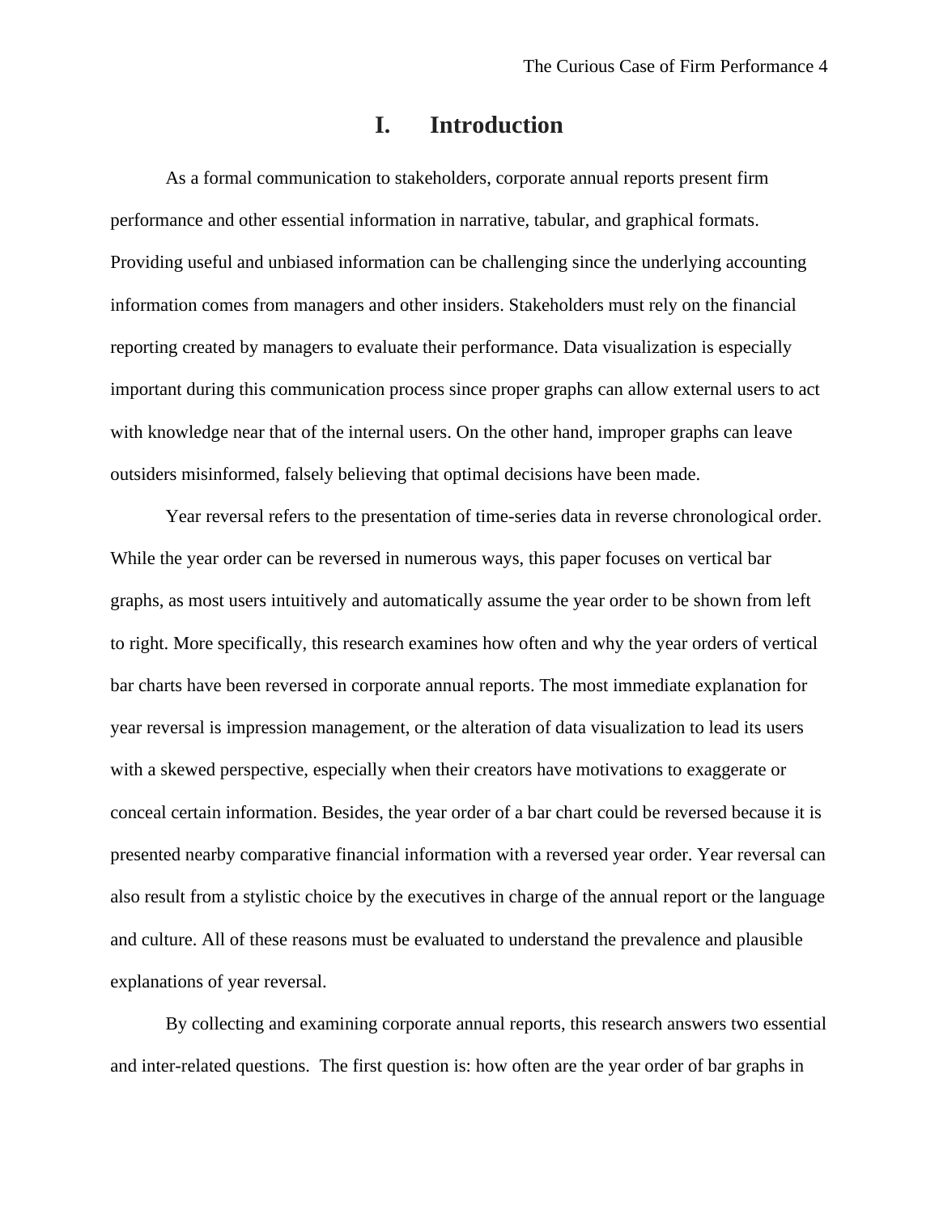# I. Introduction

As a formal communication to stakeholders, corporate annual reports present firm performance and other essential information in narrative, tabular, and graphical formats. Providing useful and unbiased information can be challenging since the underlying accounting information comes from managers and other insiders. Stakeholders must rely on the financial reporting created by managers to evaluate their performance. Data visualization is especially important during this communication process since proper graphs can allow external users to act with knowledge near that of the internal users. On the other hand, improper graphs can leave outsiders misinformed, falsely believing that optimal decisions have been made.

Year reversal refers to the presentation of time-series data in reverse chronological order. While the year order can be reversed in numerous ways, this paper focuses on vertical bar graphs, as most users intuitively and automatically assume the year order to be shown from left to right. More specifically, this research examines how often and why the year orders of vertical bar charts have been reversed in corporate annual reports. The most immediate explanation for year reversal is impression management, or the alteration of data visualization to lead its users with a skewed perspective, especially when their creators have motivations to exaggerate or conceal certain information. Besides, the year order of a bar chart could be reversed because it is presented nearby comparative financial information with a reversed year order. Year reversal can also result from a stylistic choice by the executives in charge of the annual report or the language and culture. All of these reasons must be evaluated to understand the prevalence and plausible explanations of year reversal.

By collecting and examining corporate annual reports, this research answers two essential and inter-related questions. The first question is: how often are the year order of bar graphs in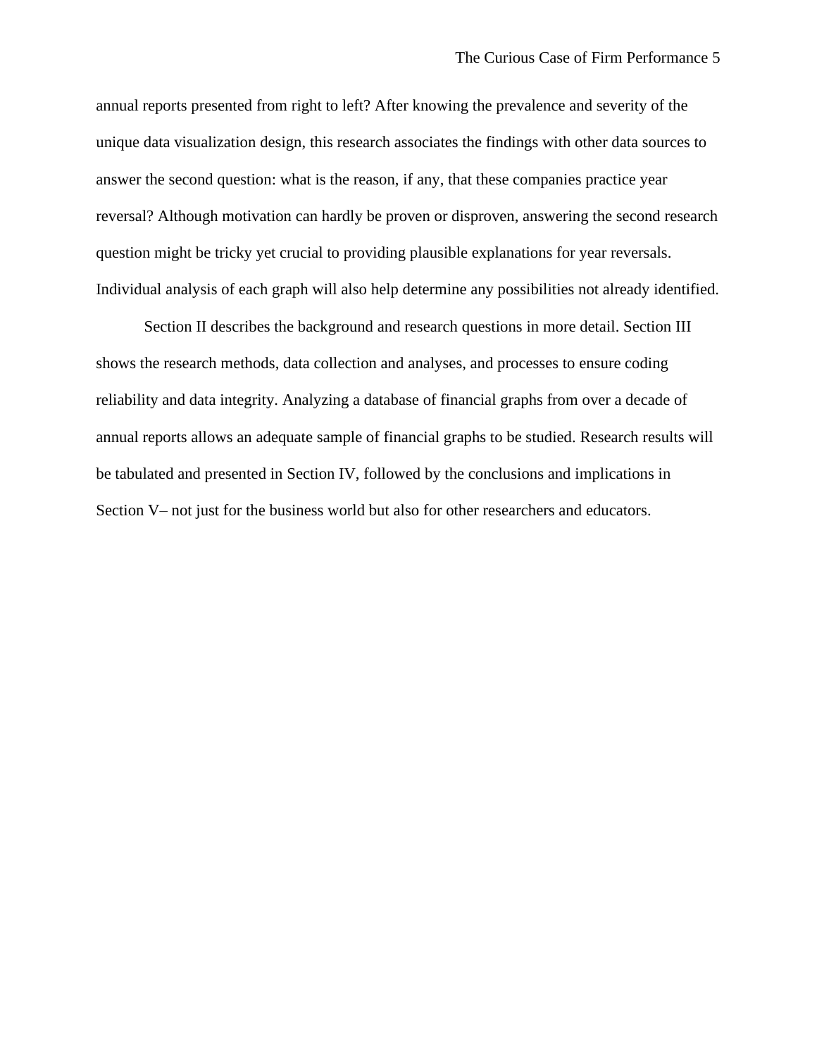annual reports presented from right to left? After knowing the prevalence and severity of the unique data visualization design, this research associates the findings with other data sources to answer the second question: what is the reason, if any, that these companies practice year reversal? Although motivation can hardly be proven or disproven, answering the second research question might be tricky yet crucial to providing plausible explanations for year reversals. Individual analysis of each graph will also help determine any possibilities not already identified.

Section II describes the background and research questions in more detail. Section III shows the research methods, data collection and analyses, and processes to ensure coding reliability and data integrity. Analyzing a database of financial graphs from over a decade of annual reports allows an adequate sample of financial graphs to be studied. Research results will be tabulated and presented in Section IV, followed by the conclusions and implications in Section V– not just for the business world but also for other researchers and educators.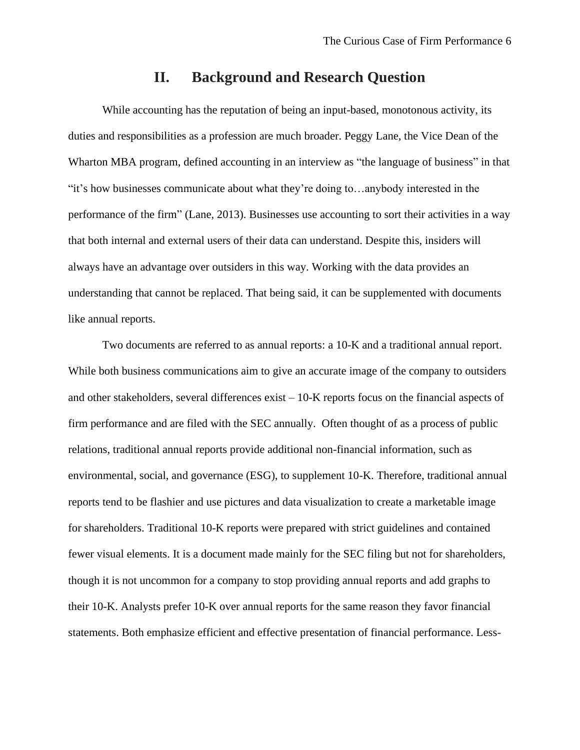## II. Background and Research Question

While accounting has the reputation of being an input-based, monotonous activity, its duties and responsibilities as a profession are much broader. Peggy Lane, the Vice Dean of the Wharton MBA program, defined accounting in an interview as “the language of business” in that “it’s how businesses communicate about what they’re doing to…anybody interested in the performance of the firm” (Lane, 2013). Businesses use accounting to sort their activities in a way that both internal and external users of their data can understand. Despite this, insiders will always have an advantage over outsiders in this way. Working with the data provides an understanding that cannot be replaced. That being said, it can be supplemented with documents like annual reports.

Two documents are referred to as annual reports: a 10-K and a traditional annual report. While both business communications aim to give an accurate image of the company to outsiders and other stakeholders, several differences exist – 10-K reports focus on the financial aspects of firm performance and are filed with the SEC annually. Often thought of as a process of public relations, traditional annual reports provide additional non-financial information, such as environmental, social, and governance (ESG), to supplement 10-K. Therefore, traditional annual reports tend to be flashier and use pictures and data visualization to create a marketable image for shareholders. Traditional 10-K reports were prepared with strict guidelines and contained fewer visual elements. It is a document made mainly for the SEC filing but not for shareholders, though it is not uncommon for a company to stop providing annual reports and add graphs to their 10-K. Analysts prefer 10-K over annual reports for the same reason they favor financial statements. Both emphasize efficient and effective presentation of financial performance. Less-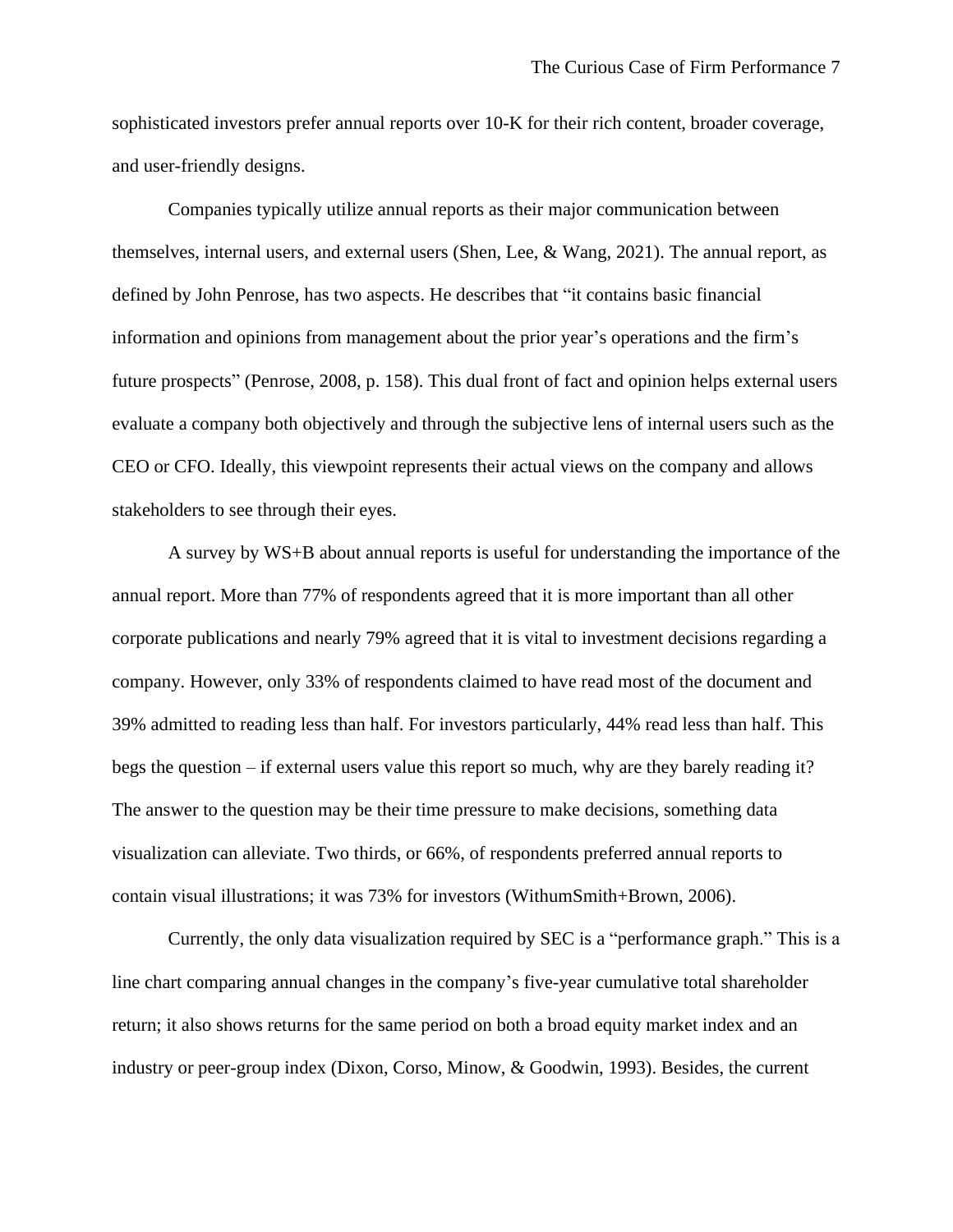sophisticated investors prefer annual reports over 10-K for their rich content, broader coverage, and user-friendly designs.

Companies typically utilize annual reports as their major communication between themselves, internal users, and external users (Shen, Lee, & Wang, 2021). The annual report, as defined by John Penrose, has two aspects. He describes that "it contains basic financial information and opinions from management about the prior year's operations and the firm's future prospects" (Penrose, 2008, p. 158). This dual front of fact and opinion helps external users evaluate a company both objectively and through the subjective lens of internal users such as the CEO or CFO. Ideally, this viewpoint represents their actual views on the company and allows stakeholders to see through their eyes.

A survey by WS+B about annual reports is useful for understanding the importance of the annual report. More than 77% of respondents agreed that it is more important than all other corporate publications and nearly 79% agreed that it is vital to investment decisions regarding a company. However, only 33% of respondents claimed to have read most of the document and 39% admitted to reading less than half. For investors particularly, 44% read less than half. This begs the question – if external users value this report so much, why are they barely reading it? The answer to the question may be their time pressure to make decisions, something data visualization can alleviate. Two thirds, or 66%, of respondents preferred annual reports to contain visual illustrations; it was 73% for investors (WithumSmith+Brown, 2006).

Currently, the only data visualization required by SEC is a "performance graph." This is a line chart comparing annual changes in the company's five-year cumulative total shareholder return; it also shows returns for the same period on both a broad equity market index and an industry or peer-group index (Dixon, Corso, Minow, & Goodwin, 1993). Besides, the current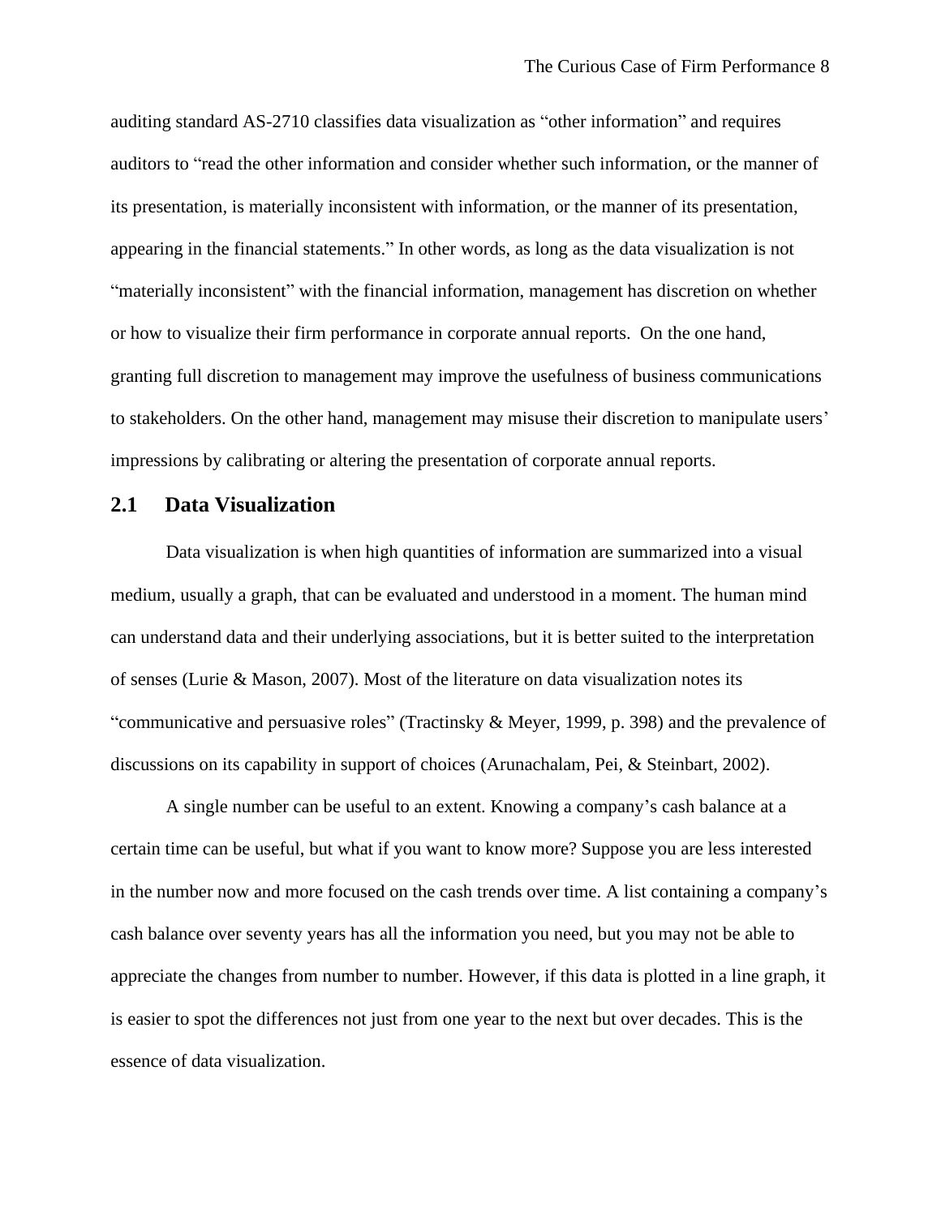auditing standard AS-2710 classifies data visualization as “other information” and requires auditors to “read the other information and consider whether such information, or the manner of its presentation, is materially inconsistent with information, or the manner of its presentation, appearing in the financial statements.” In other words, as long as the data visualization is not “materially inconsistent” with the financial information, management has discretion on whether or how to visualize their firm performance in corporate annual reports. On the one hand, granting full discretion to management may improve the usefulness of business communications to stakeholders. On the other hand, management may misuse their discretion to manipulate users’ impressions by calibrating or altering the presentation of corporate annual reports.

## 2.1 Data Visualization

Data visualization is when high quantities of information are summarized into a visual medium, usually a graph, that can be evaluated and understood in a moment. The human mind can understand data and their underlying associations, but it is better suited to the interpretation of senses (Lurie & Mason, 2007). Most of the literature on data visualization notes its “communicative and persuasive roles” (Tractinsky & Meyer, 1999, p. 398) and the prevalence of discussions on its capability in support of choices (Arunachalam, Pei, & Steinbart, 2002).

A single number can be useful to an extent. Knowing a company’s cash balance at a certain time can be useful, but what if you want to know more? Suppose you are less interested in the number now and more focused on the cash trends over time. A list containing a company’s cash balance over seventy years has all the information you need, but you may not be able to appreciate the changes from number to number. However, if this data is plotted in a line graph, it is easier to spot the differences not just from one year to the next but over decades. This is the essence of data visualization.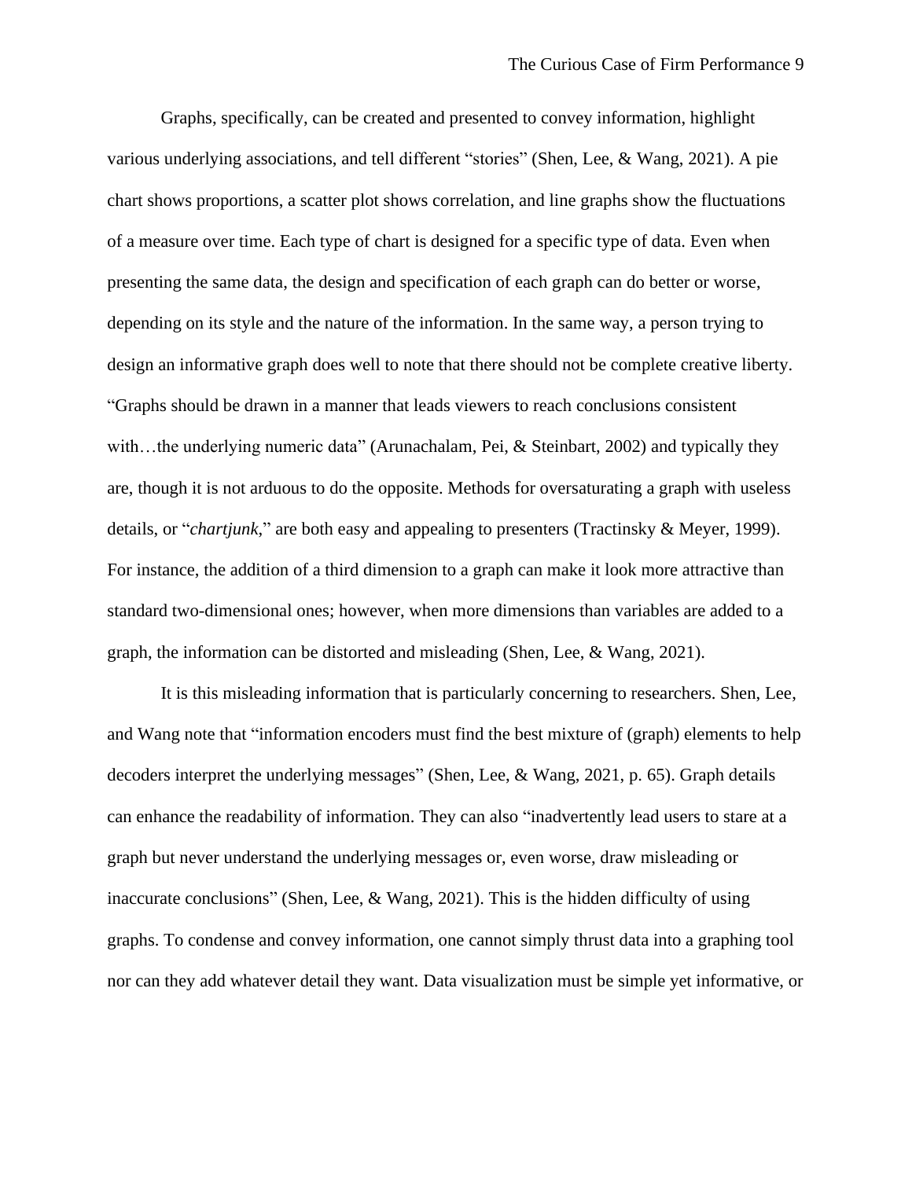Graphs, specifically, can be created and presented to convey information, highlight various underlying associations, and tell different "stories" (Shen, Lee, & Wang, 2021). A pie chart shows proportions, a scatter plot shows correlation, and line graphs show the fluctuations of a measure over time. Each type of chart is designed for a specific type of data. Even when presenting the same data, the design and specification of each graph can do better or worse, depending on its style and the nature of the information. In the same way, a person trying to design an informative graph does well to note that there should not be complete creative liberty. "Graphs should be drawn in a manner that leads viewers to reach conclusions consistent with…the underlying numeric data" (Arunachalam, Pei, & Steinbart, 2002) and typically they are, though it is not arduous to do the opposite. Methods for oversaturating a graph with useless details, or "*chartjunk*," are both easy and appealing to presenters (Tractinsky & Meyer, 1999). For instance, the addition of a third dimension to a graph can make it look more attractive than standard two-dimensional ones; however, when more dimensions than variables are added to a graph, the information can be distorted and misleading (Shen, Lee, & Wang, 2021).

It is this misleading information that is particularly concerning to researchers. Shen, Lee, and Wang note that "information encoders must find the best mixture of (graph) elements to help decoders interpret the underlying messages" (Shen, Lee, & Wang, 2021, p. 65). Graph details can enhance the readability of information. They can also "inadvertently lead users to stare at a graph but never understand the underlying messages or, even worse, draw misleading or inaccurate conclusions" (Shen, Lee, & Wang, 2021). This is the hidden difficulty of using graphs. To condense and convey information, one cannot simply thrust data into a graphing tool nor can they add whatever detail they want. Data visualization must be simple yet informative, or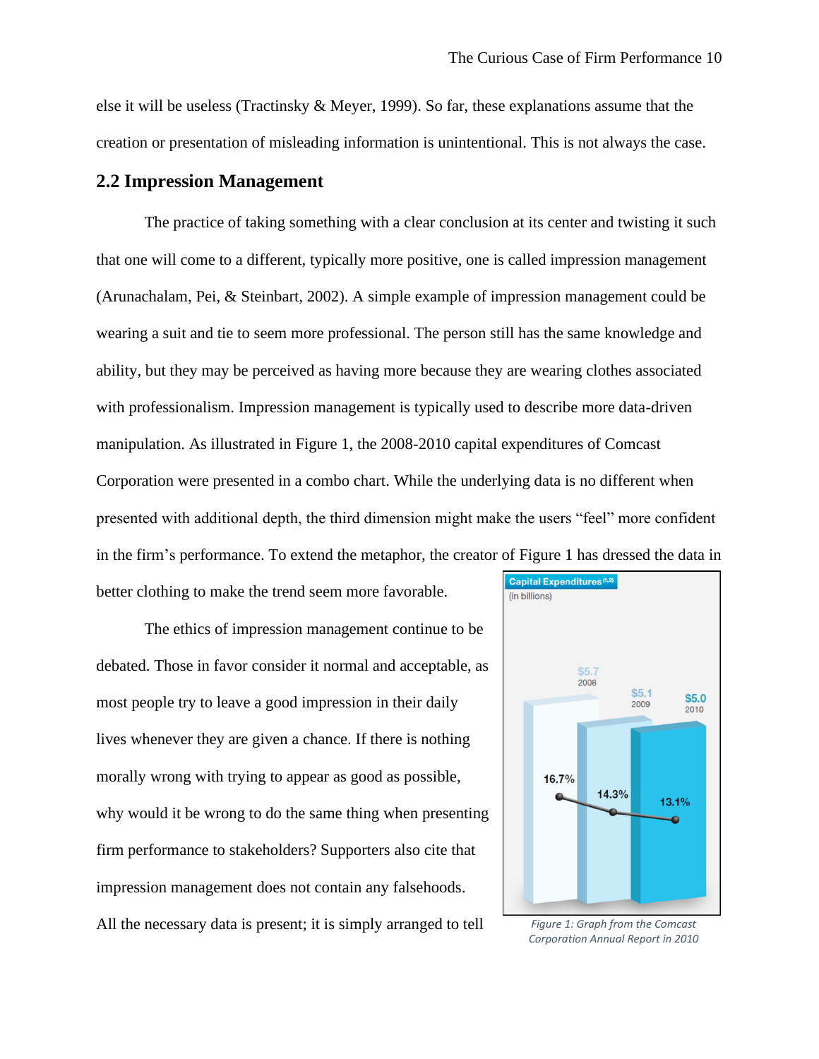else it will be useless (Tractinsky & Meyer, 1999). So far, these explanations assume that the creation or presentation of misleading information is unintentional. This is not always the case.

## 2.2 Impression Management

The practice of taking something with a clear conclusion at its center and twisting it such that one will come to a different, typically more positive, one is called impression management (Arunachalam, Pei, & Steinbart, 2002). A simple example of impression management could be wearing a suit and tie to seem more professional. The person still has the same knowledge and ability, but they may be perceived as having more because they are wearing clothes associated with professionalism. Impression management is typically used to describe more data-driven manipulation. As illustrated in Figure 1, the 2008-2010 capital expenditures of Comcast Corporation were presented in a combo chart. While the underlying data is no different when presented with additional depth, the third dimension might make the users "feel" more confident in the firm's performance. To extend the metaphor, the creator of Figure 1 has dressed the data in better clothing to make the trend seem more favorable.

*Figure 1: Graph from the Comcast Corporation Annual Report in 2010*

The ethics of impression management continue to be debated. Those in favor consider it normal and acceptable, as most people try to leave a good impression in their daily lives whenever they are given a chance. If there is nothing morally wrong with trying to appear as good as possible, why would it be wrong to do the same thing when presenting firm performance to stakeholders? Supporters also cite that impression management does not contain any falsehoods. All the necessary data is present; it is simply arranged to tell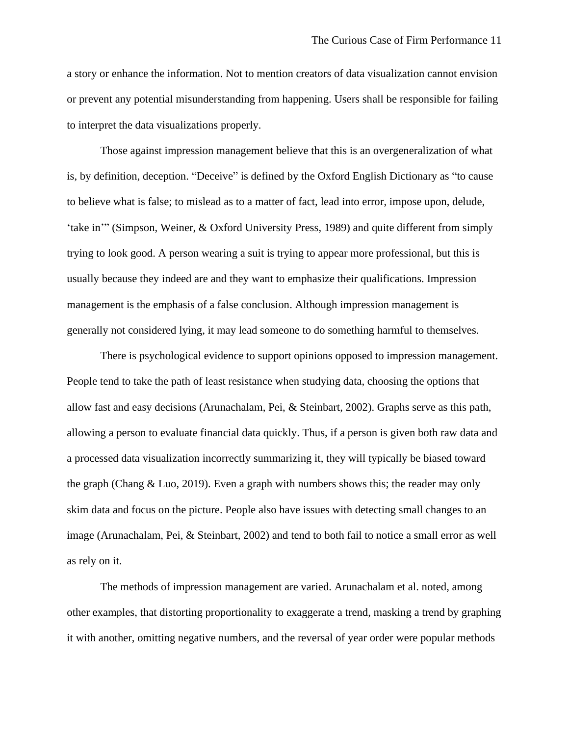a story or enhance the information. Not to mention creators of data visualization cannot envision or prevent any potential misunderstanding from happening. Users shall be responsible for failing to interpret the data visualizations properly.

Those against impression management believe that this is an overgeneralization of what is, by definition, deception. “Deceive” is defined by the Oxford English Dictionary as “to cause to believe what is false; to mislead as to a matter of fact, lead into error, impose upon, delude, ‘take in’” (Simpson, Weiner, & Oxford University Press, 1989) and quite different from simply trying to look good. A person wearing a suit is trying to appear more professional, but this is usually because they indeed are and they want to emphasize their qualifications. Impression management is the emphasis of a false conclusion. Although impression management is generally not considered lying, it may lead someone to do something harmful to themselves.

There is psychological evidence to support opinions opposed to impression management. People tend to take the path of least resistance when studying data, choosing the options that allow fast and easy decisions (Arunachalam, Pei, & Steinbart, 2002). Graphs serve as this path, allowing a person to evaluate financial data quickly. Thus, if a person is given both raw data and a processed data visualization incorrectly summarizing it, they will typically be biased toward the graph (Chang & Luo, 2019). Even a graph with numbers shows this; the reader may only skim data and focus on the picture. People also have issues with detecting small changes to an image (Arunachalam, Pei, & Steinbart, 2002) and tend to both fail to notice a small error as well as rely on it.

The methods of impression management are varied. Arunachalam et al. noted, among other examples, that distorting proportionality to exaggerate a trend, masking a trend by graphing it with another, omitting negative numbers, and the reversal of year order were popular methods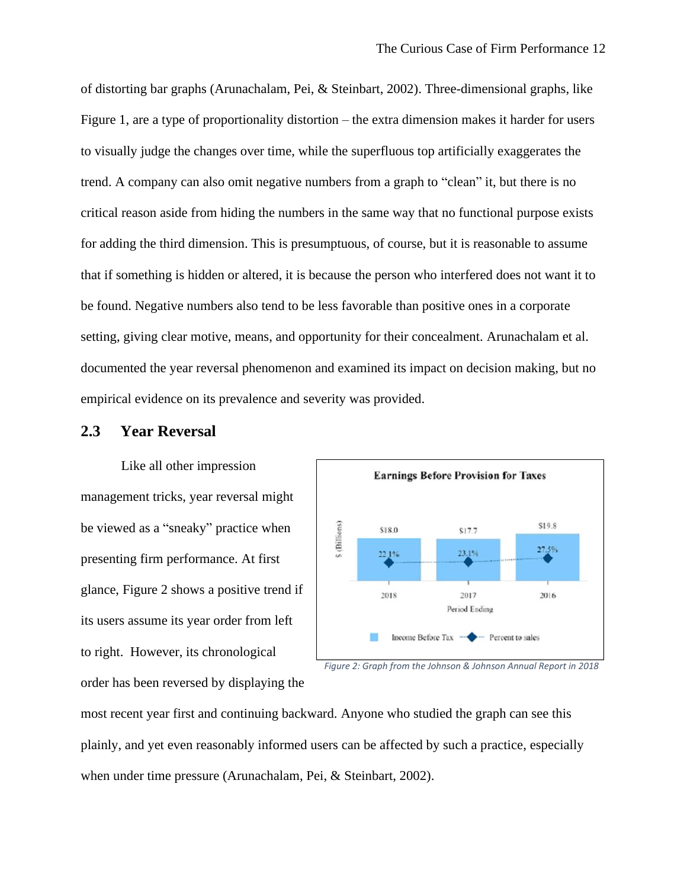of distorting bar graphs (Arunachalam, Pei, & Steinbart, 2002). Three-dimensional graphs, like Figure 1, are a type of proportionality distortion – the extra dimension makes it harder for users to visually judge the changes over time, while the superfluous top artificially exaggerates the trend. A company can also omit negative numbers from a graph to "clean" it, but there is no critical reason aside from hiding the numbers in the same way that no functional purpose exists for adding the third dimension. This is presumptuous, of course, but it is reasonable to assume that if something is hidden or altered, it is because the person who interfered does not want it to be found. Negative numbers also tend to be less favorable than positive ones in a corporate setting, giving clear motive, means, and opportunity for their concealment. Arunachalam et al. documented the year reversal phenomenon and examined its impact on decision making, but no empirical evidence on its prevalence and severity was provided.

## 2.3 Year Reversal

Like all other impression management tricks, year reversal might be viewed as a "sneaky" practice when presenting firm performance. At first glance, Figure 2 shows a positive trend if its users assume its year order from left to right. However, its chronological order has been reversed by displaying the most recent year first and continuing backward. Anyone who studied the graph can see this plainly, and yet even reasonably informed users can be affected by such a practice, especially when under time pressure (Arunachalam, Pei, & Steinbart, 2002).

*Figure 2: Graph from the Johnson & Johnson Annual Report in 2018*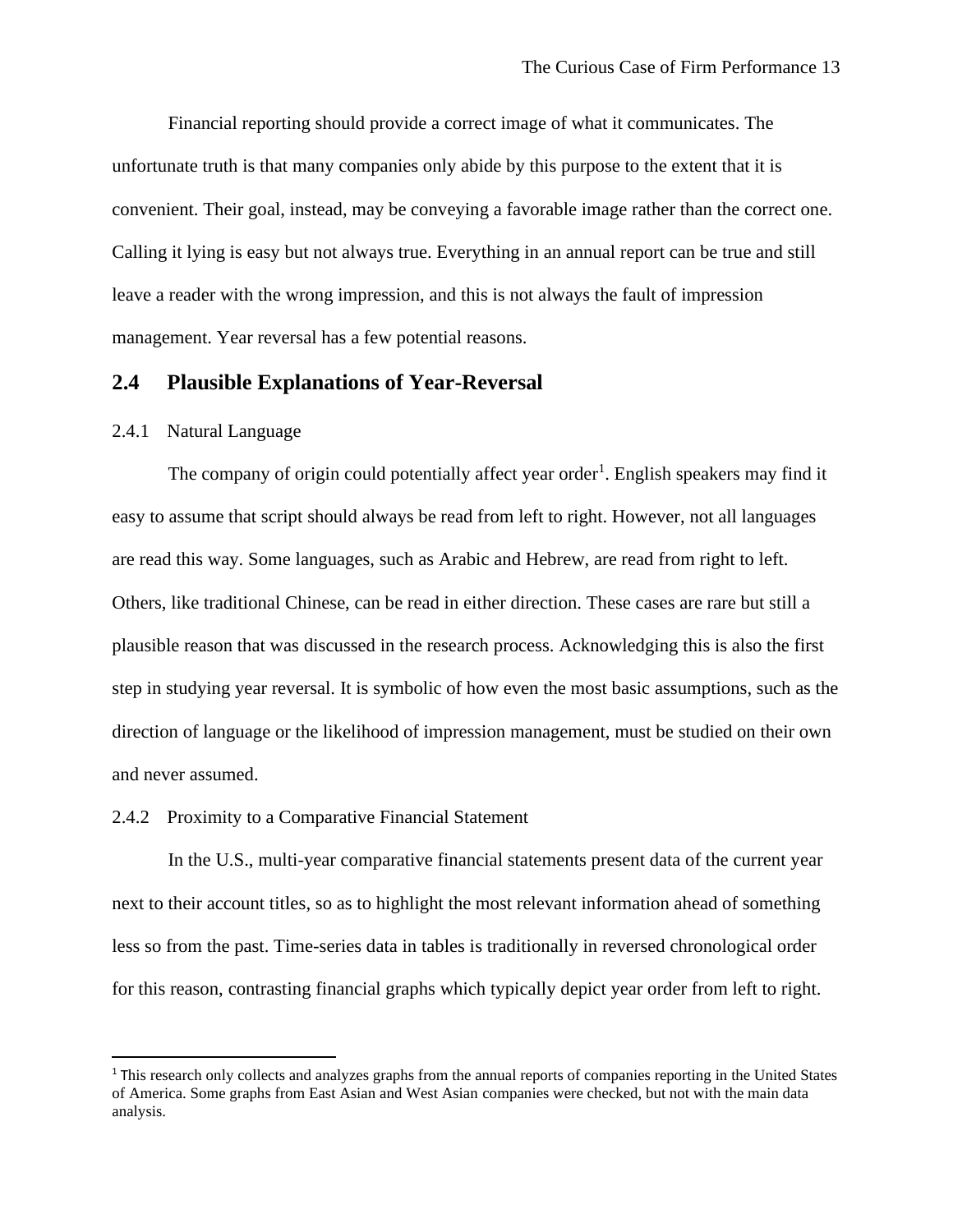Financial reporting should provide a correct image of what it communicates. The unfortunate truth is that many companies only abide by this purpose to the extent that it is convenient. Their goal, instead, may be conveying a favorable image rather than the correct one. Calling it lying is easy but not always true. Everything in an annual report can be true and still leave a reader with the wrong impression, and this is not always the fault of impression management. Year reversal has a few potential reasons.

## 2.4 Plausible Explanations of Year-Reversal

### 2.4.1 Natural Language

The company of origin could potentially affect year order[1]. English speakers may find it easy to assume that script should always be read from left to right. However, not all languages are read this way. Some languages, such as Arabic and Hebrew, are read from right to left. Others, like traditional Chinese, can be read in either direction. These cases are rare but still a plausible reason that was discussed in the research process. Acknowledging this is also the first step in studying year reversal. It is symbolic of how even the most basic assumptions, such as the direction of language or the likelihood of impression management, must be studied on their own and never assumed.

### 2.4.2 Proximity to a Comparative Financial Statement

In the U.S., multi-year comparative financial statements present data of the current year next to their account titles, so as to highlight the most relevant information ahead of something less so from the past. Time-series data in tables is traditionally in reversed chronological order for this reason, contrasting financial graphs which typically depict year order from left to right.

---

[1] This research only collects and analyzes graphs from the annual reports of companies reporting in the United States of America. Some graphs from East Asian and West Asian companies were checked, but not with the main data analysis.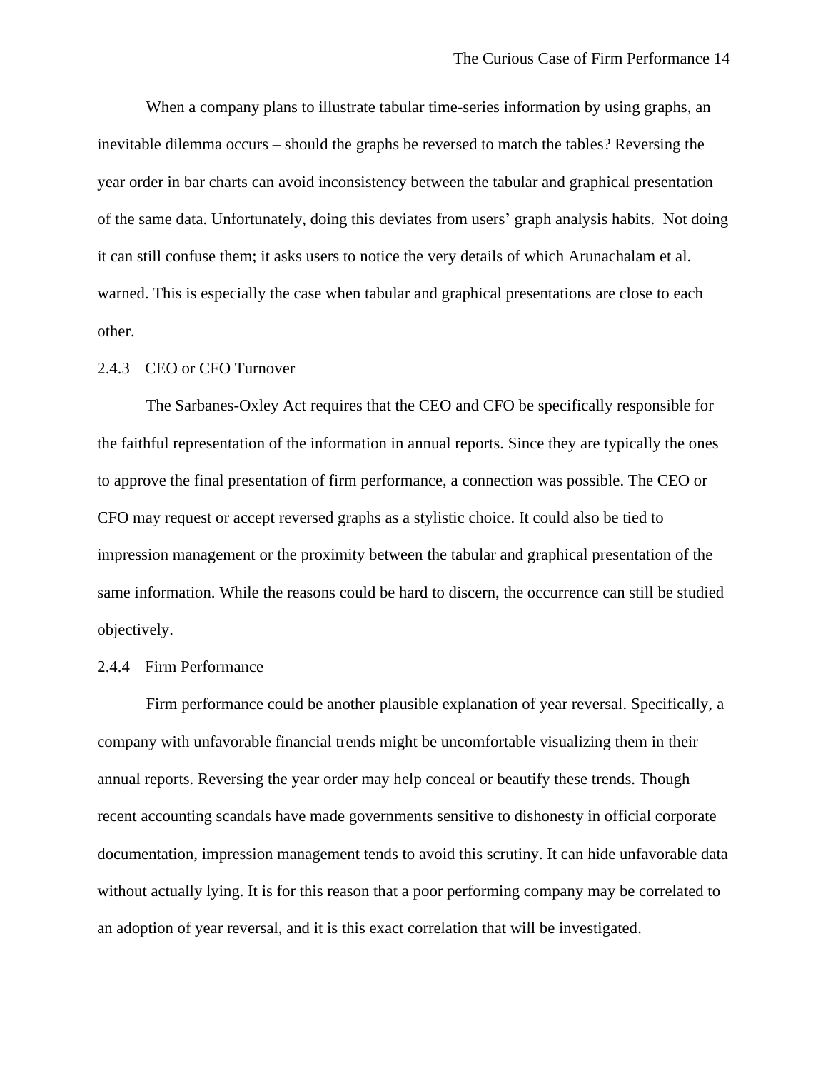When a company plans to illustrate tabular time-series information by using graphs, an inevitable dilemma occurs – should the graphs be reversed to match the tables? Reversing the year order in bar charts can avoid inconsistency between the tabular and graphical presentation of the same data. Unfortunately, doing this deviates from users' graph analysis habits. Not doing it can still confuse them; it asks users to notice the very details of which Arunachalam et al. warned. This is especially the case when tabular and graphical presentations are close to each other.

### 2.4.3 CEO or CFO Turnover

The Sarbanes-Oxley Act requires that the CEO and CFO be specifically responsible for the faithful representation of the information in annual reports. Since they are typically the ones to approve the final presentation of firm performance, a connection was possible. The CEO or CFO may request or accept reversed graphs as a stylistic choice. It could also be tied to impression management or the proximity between the tabular and graphical presentation of the same information. While the reasons could be hard to discern, the occurrence can still be studied objectively.

### 2.4.4 Firm Performance

Firm performance could be another plausible explanation of year reversal. Specifically, a company with unfavorable financial trends might be uncomfortable visualizing them in their annual reports. Reversing the year order may help conceal or beautify these trends. Though recent accounting scandals have made governments sensitive to dishonesty in official corporate documentation, impression management tends to avoid this scrutiny. It can hide unfavorable data without actually lying. It is for this reason that a poor performing company may be correlated to an adoption of year reversal, and it is this exact correlation that will be investigated.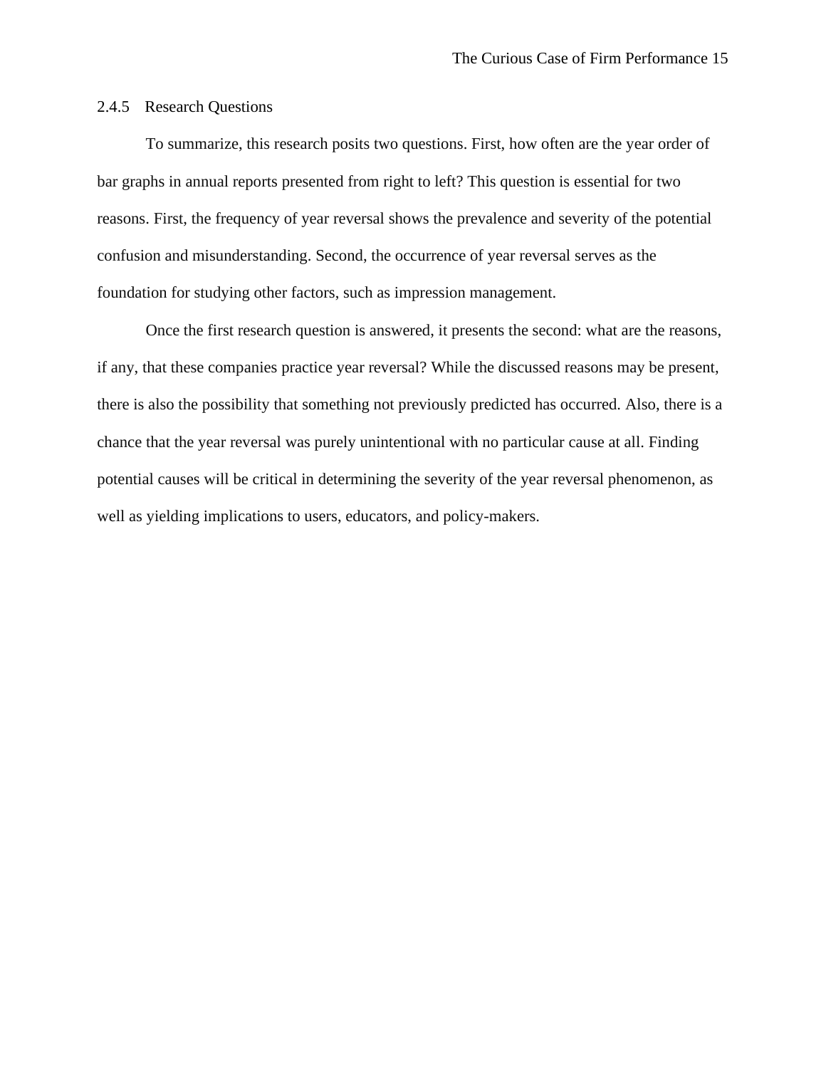### 2.4.5 Research Questions

To summarize, this research posits two questions. First, how often are the year order of bar graphs in annual reports presented from right to left? This question is essential for two reasons. First, the frequency of year reversal shows the prevalence and severity of the potential confusion and misunderstanding. Second, the occurrence of year reversal serves as the foundation for studying other factors, such as impression management.

Once the first research question is answered, it presents the second: what are the reasons, if any, that these companies practice year reversal? While the discussed reasons may be present, there is also the possibility that something not previously predicted has occurred. Also, there is a chance that the year reversal was purely unintentional with no particular cause at all. Finding potential causes will be critical in determining the severity of the year reversal phenomenon, as well as yielding implications to users, educators, and policy-makers.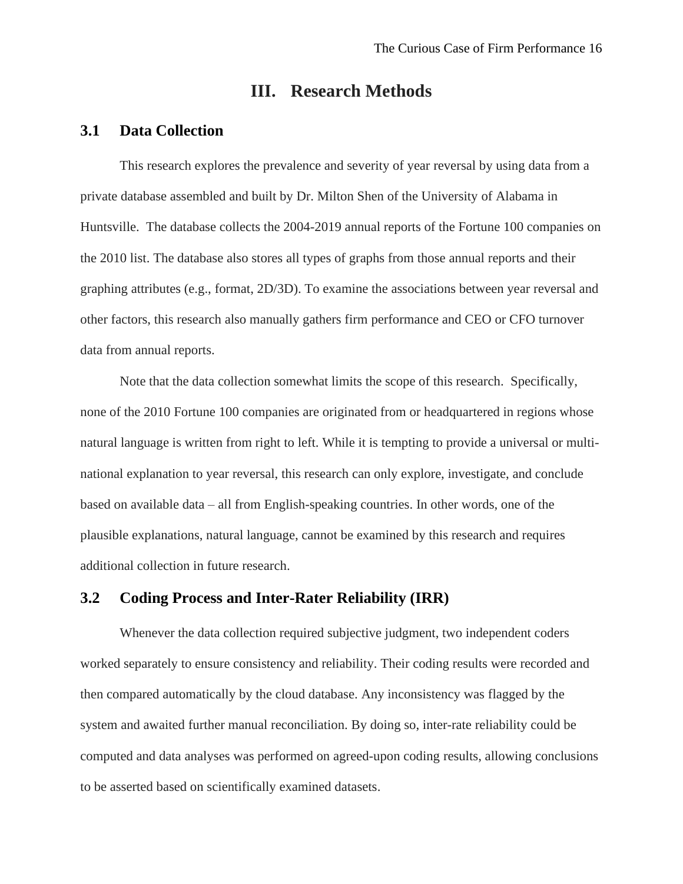# III. Research Methods

## 3.1 Data Collection

This research explores the prevalence and severity of year reversal by using data from a private database assembled and built by Dr. Milton Shen of the University of Alabama in Huntsville. The database collects the 2004-2019 annual reports of the Fortune 100 companies on the 2010 list. The database also stores all types of graphs from those annual reports and their graphing attributes (e.g., format, 2D/3D). To examine the associations between year reversal and other factors, this research also manually gathers firm performance and CEO or CFO turnover data from annual reports.

Note that the data collection somewhat limits the scope of this research. Specifically, none of the 2010 Fortune 100 companies are originated from or headquartered in regions whose natural language is written from right to left. While it is tempting to provide a universal or multi-national explanation to year reversal, this research can only explore, investigate, and conclude based on available data – all from English-speaking countries. In other words, one of the plausible explanations, natural language, cannot be examined by this research and requires additional collection in future research.

## 3.2 Coding Process and Inter-Rater Reliability (IRR)

Whenever the data collection required subjective judgment, two independent coders worked separately to ensure consistency and reliability. Their coding results were recorded and then compared automatically by the cloud database. Any inconsistency was flagged by the system and awaited further manual reconciliation. By doing so, inter-rate reliability could be computed and data analyses was performed on agreed-upon coding results, allowing conclusions to be asserted based on scientifically examined datasets.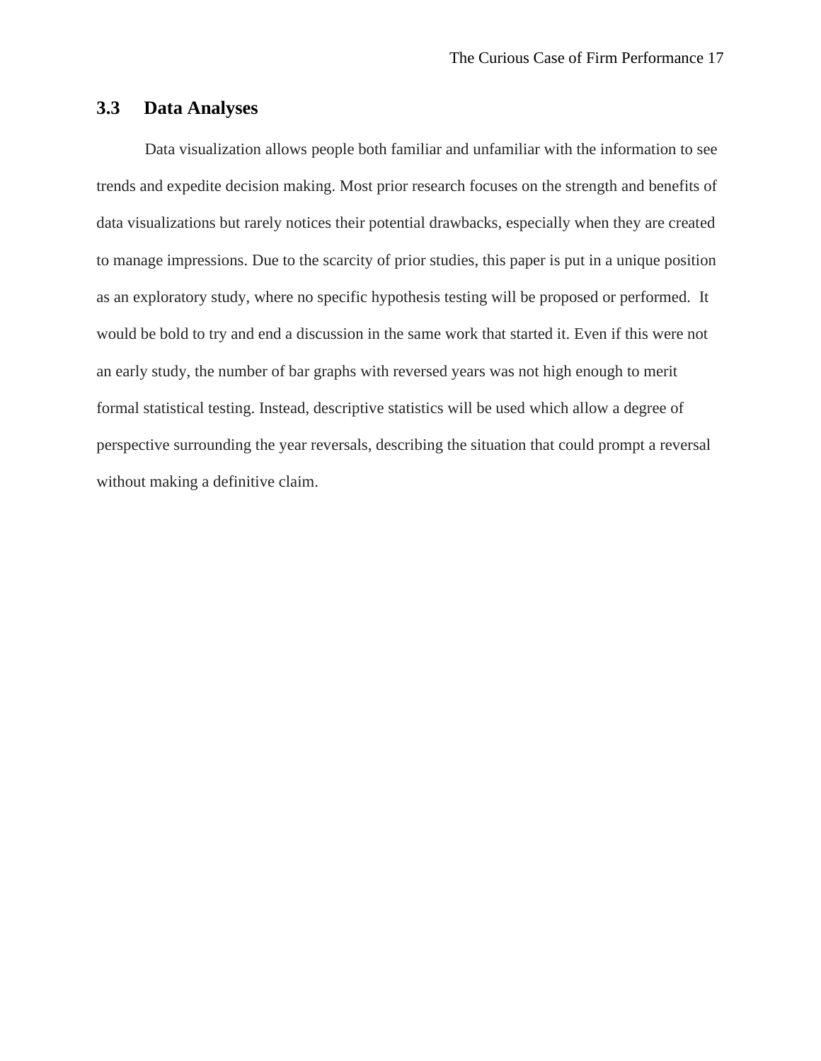## 3.3 Data Analyses

Data visualization allows people both familiar and unfamiliar with the information to see trends and expedite decision making. Most prior research focuses on the strength and benefits of data visualizations but rarely notices their potential drawbacks, especially when they are created to manage impressions. Due to the scarcity of prior studies, this paper is put in a unique position as an exploratory study, where no specific hypothesis testing will be proposed or performed. It would be bold to try and end a discussion in the same work that started it. Even if this were not an early study, the number of bar graphs with reversed years was not high enough to merit formal statistical testing. Instead, descriptive statistics will be used which allow a degree of perspective surrounding the year reversals, describing the situation that could prompt a reversal without making a definitive claim.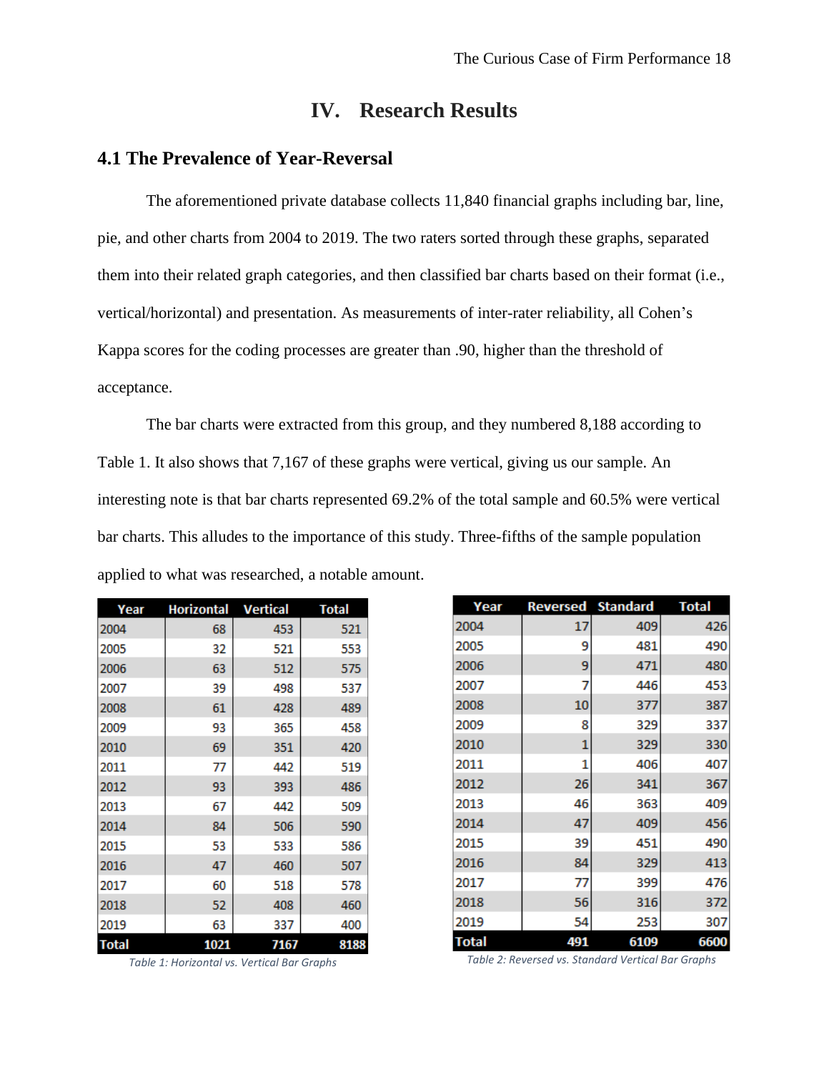# IV. Research Results

## 4.1 The Prevalence of Year-Reversal

The aforementioned private database collects 11,840 financial graphs including bar, line, pie, and other charts from 2004 to 2019. The two raters sorted through these graphs, separated them into their related graph categories, and then classified bar charts based on their format (i.e., vertical/horizontal) and presentation. As measurements of inter-rater reliability, all Cohen's Kappa scores for the coding processes are greater than .90, higher than the threshold of acceptance.

The bar charts were extracted from this group, and they numbered 8,188 according to Table 1. It also shows that 7,167 of these graphs were vertical, giving us our sample. An interesting note is that bar charts represented 69.2% of the total sample and 60.5% were vertical bar charts. This alludes to the importance of this study. Three-fifths of the sample population applied to what was researched, a notable amount.

| Year | Horizontal | Vertical | Total |
|---|---|---|---|
| 2004 | 68 | 453 | 521 |
| 2005 | 32 | 521 | 553 |
| 2006 | 63 | 512 | 575 |
| 2007 | 39 | 498 | 537 |
| 2008 | 61 | 428 | 489 |
| 2009 | 93 | 365 | 458 |
| 2010 | 69 | 351 | 420 |
| 2011 | 77 | 442 | 519 |
| 2012 | 93 | 393 | 486 |
| 2013 | 67 | 442 | 509 |
| 2014 | 84 | 506 | 590 |
| 2015 | 53 | 533 | 586 |
| 2016 | 47 | 460 | 507 |
| 2017 | 60 | 518 | 578 |
| 2018 | 52 | 408 | 460 |
| 2019 | 63 | 337 | 400 |
| **Total** | **1021** | **7167** | **8188** |

*Table 1: Horizontal vs. Vertical Bar Graphs*

| Year | Reversed | Standard | Total |
|---|---|---|---|
| 2004 | 17 | 409 | 426 |
| 2005 | 9 | 481 | 490 |
| 2006 | 9 | 471 | 480 |
| 2007 | 7 | 446 | 453 |
| 2008 | 10 | 377 | 387 |
| 2009 | 8 | 329 | 337 |
| 2010 | 1 | 329 | 330 |
| 2011 | 1 | 406 | 407 |
| 2012 | 26 | 341 | 367 |
| 2013 | 46 | 363 | 409 |
| 2014 | 47 | 409 | 456 |
| 2015 | 39 | 451 | 490 |
| 2016 | 84 | 329 | 413 |
| 2017 | 77 | 399 | 476 |
| 2018 | 56 | 316 | 372 |
| 2019 | 54 | 253 | 307 |
| **Total** | **491** | **6109** | **6600** |

*Table 2: Reversed vs. Standard Vertical Bar Graphs*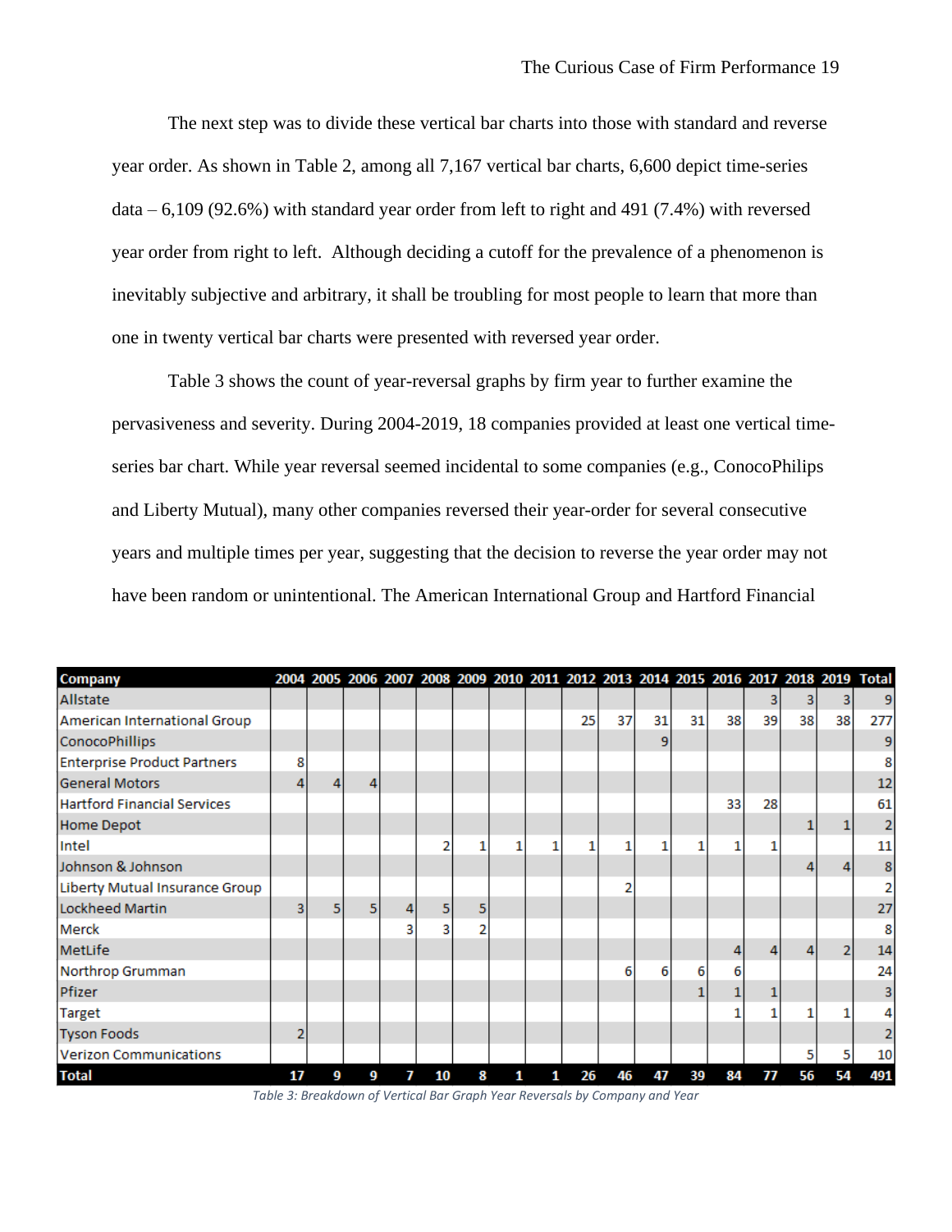The next step was to divide these vertical bar charts into those with standard and reverse year order. As shown in Table 2, among all 7,167 vertical bar charts, 6,600 depict time-series data – 6,109 (92.6%) with standard year order from left to right and 491 (7.4%) with reversed year order from right to left. Although deciding a cutoff for the prevalence of a phenomenon is inevitably subjective and arbitrary, it shall be troubling for most people to learn that more than one in twenty vertical bar charts were presented with reversed year order.

Table 3 shows the count of year-reversal graphs by firm year to further examine the pervasiveness and severity. During 2004-2019, 18 companies provided at least one vertical time-series bar chart. While year reversal seemed incidental to some companies (e.g., ConocoPhilips and Liberty Mutual), many other companies reversed their year-order for several consecutive years and multiple times per year, suggesting that the decision to reverse the year order may not have been random or unintentional. The American International Group and Hartford Financial

| Company | 2004 | 2005 | 2006 | 2007 | 2008 | 2009 | 2010 | 2011 | 2012 | 2013 | 2014 | 2015 | 2016 | 2017 | 2018 | 2019 | Total |
|---|---|---|---|---|---|---|---|---|---|---|---|---|---|---|---|---|---|
| Allstate | | | | | | | | | | | | | | 3 | 3 | 3 | 9 |
| American International Group | | | | | | | | | 25 | 37 | 31 | 31 | 38 | 39 | 38 | 38 | 277 |
| ConocoPhillips | | | | | | | | | | | 9 | | | | | | 9 |
| Enterprise Product Partners | 8 | | | | | | | | | | | | | | | | 8 |
| General Motors | 4 | 4 | 4 | | | | | | | | | | | | | | 12 |
| Hartford Financial Services | | | | | | | | | | | | | 33 | 28 | | | 61 |
| Home Depot | | | | | | | | | | | | | | | 1 | 1 | 2 |
| Intel | | | | | 2 | 1 | 1 | 1 | 1 | 1 | 1 | 1 | 1 | 1 | | | 11 |
| Johnson & Johnson | | | | | | | | | | | | | | | 4 | 4 | 8 |
| Liberty Mutual Insurance Group | | | | | | | | | | 2 | | | | | | | 2 |
| Lockheed Martin | 3 | 5 | 5 | 4 | 5 | 5 | | | | | | | | | | | 27 |
| Merck | | | | 3 | 3 | 2 | | | | | | | | | | | 8 |
| MetLife | | | | | | | | | | | | | 4 | 4 | 4 | 2 | 14 |
| Northrop Grumman | | | | | | | | | | 6 | 6 | 6 | 6 | | | | 24 |
| Pfizer | | | | | | | | | | | | 1 | 1 | 1 | | | 3 |
| Target | | | | | | | | | | | | | 1 | 1 | 1 | 1 | 4 |
| Tyson Foods | 2 | | | | | | | | | | | | | | | | 2 |
| Verizon Communications | | | | | | | | | | | | | | | 5 | 5 | 10 |
| **Total** | **17** | **9** | **9** | **7** | **10** | **8** | **1** | **1** | **26** | **46** | **47** | **39** | **84** | **77** | **56** | **54** | **491** |

*Table 3: Breakdown of Vertical Bar Graph Year Reversals by Company and Year*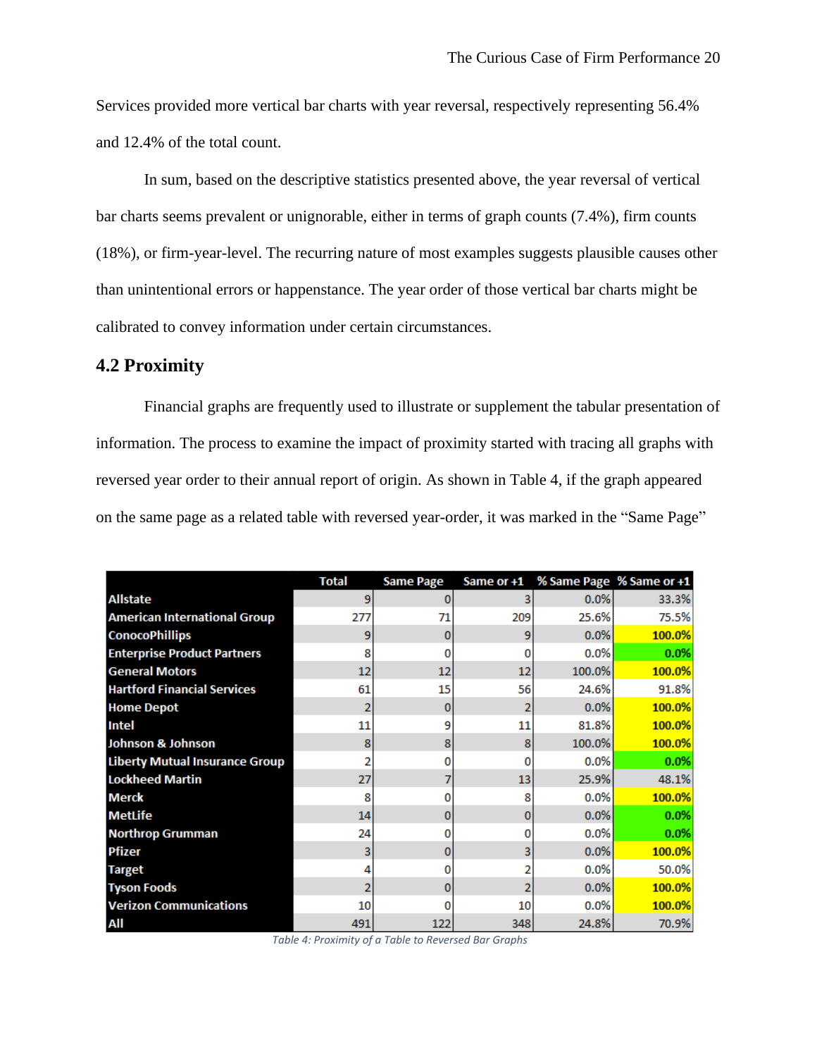Services provided more vertical bar charts with year reversal, respectively representing 56.4% and 12.4% of the total count.

In sum, based on the descriptive statistics presented above, the year reversal of vertical bar charts seems prevalent or unignorable, either in terms of graph counts (7.4%), firm counts (18%), or firm-year-level. The recurring nature of most examples suggests plausible causes other than unintentional errors or happenstance. The year order of those vertical bar charts might be calibrated to convey information under certain circumstances.

## 4.2 Proximity

Financial graphs are frequently used to illustrate or supplement the tabular presentation of information. The process to examine the impact of proximity started with tracing all graphs with reversed year order to their annual report of origin. As shown in Table 4, if the graph appeared on the same page as a related table with reversed year-order, it was marked in the "Same Page"

| | Total | Same Page | Same or +1 | % Same Page | % Same or +1 |
|---|---|---|---|---|---|
| **Allstate** | 9 | 0 | 3 | 0.0% | 33.3% |
| **American International Group** | 277 | 71 | 209 | 25.6% | 75.5% |
| **ConocoPhillips** | 9 | 0 | 9 | 0.0% | 100.0% |
| **Enterprise Product Partners** | 8 | 0 | 0 | 0.0% | 0.0% |
| **General Motors** | 12 | 12 | 12 | 100.0% | 100.0% |
| **Hartford Financial Services** | 61 | 15 | 56 | 24.6% | 91.8% |
| **Home Depot** | 2 | 0 | 2 | 0.0% | 100.0% |
| **Intel** | 11 | 9 | 11 | 81.8% | 100.0% |
| **Johnson & Johnson** | 8 | 8 | 8 | 100.0% | 100.0% |
| **Liberty Mutual Insurance Group** | 2 | 0 | 0 | 0.0% | 0.0% |
| **Lockheed Martin** | 27 | 7 | 13 | 25.9% | 48.1% |
| **Merck** | 8 | 0 | 8 | 0.0% | 100.0% |
| **MetLife** | 14 | 0 | 0 | 0.0% | 0.0% |
| **Northrop Grumman** | 24 | 0 | 0 | 0.0% | 0.0% |
| **Pfizer** | 3 | 0 | 3 | 0.0% | 100.0% |
| **Target** | 4 | 0 | 2 | 0.0% | 50.0% |
| **Tyson Foods** | 2 | 0 | 2 | 0.0% | 100.0% |
| **Verizon Communications** | 10 | 0 | 10 | 0.0% | 100.0% |
| **All** | 491 | 122 | 348 | 24.8% | 70.9% |

*Table 4: Proximity of a Table to Reversed Bar Graphs*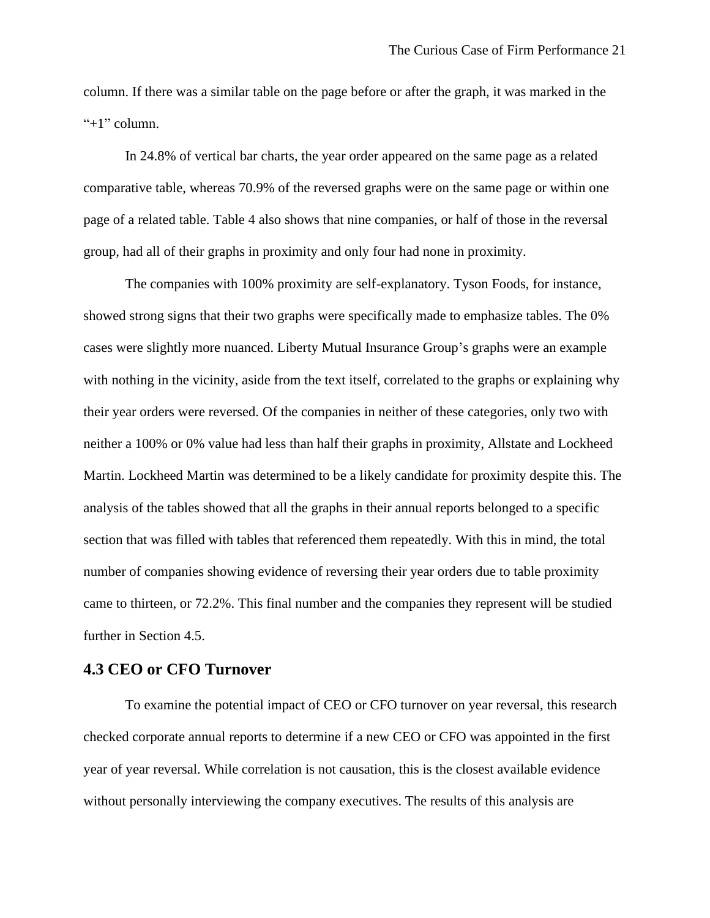column. If there was a similar table on the page before or after the graph, it was marked in the "+1" column.

In 24.8% of vertical bar charts, the year order appeared on the same page as a related comparative table, whereas 70.9% of the reversed graphs were on the same page or within one page of a related table. Table 4 also shows that nine companies, or half of those in the reversal group, had all of their graphs in proximity and only four had none in proximity.

The companies with 100% proximity are self-explanatory. Tyson Foods, for instance, showed strong signs that their two graphs were specifically made to emphasize tables. The 0% cases were slightly more nuanced. Liberty Mutual Insurance Group's graphs were an example with nothing in the vicinity, aside from the text itself, correlated to the graphs or explaining why their year orders were reversed. Of the companies in neither of these categories, only two with neither a 100% or 0% value had less than half their graphs in proximity, Allstate and Lockheed Martin. Lockheed Martin was determined to be a likely candidate for proximity despite this. The analysis of the tables showed that all the graphs in their annual reports belonged to a specific section that was filled with tables that referenced them repeatedly. With this in mind, the total number of companies showing evidence of reversing their year orders due to table proximity came to thirteen, or 72.2%. This final number and the companies they represent will be studied further in Section 4.5.

## 4.3 CEO or CFO Turnover

To examine the potential impact of CEO or CFO turnover on year reversal, this research checked corporate annual reports to determine if a new CEO or CFO was appointed in the first year of year reversal. While correlation is not causation, this is the closest available evidence without personally interviewing the company executives. The results of this analysis are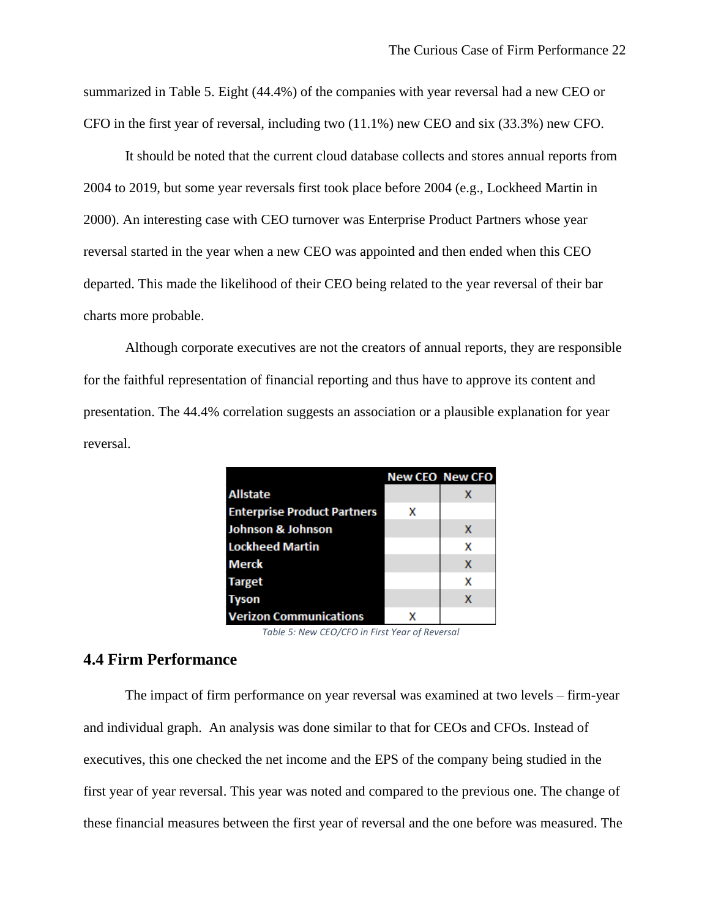summarized in Table 5. Eight (44.4%) of the companies with year reversal had a new CEO or CFO in the first year of reversal, including two (11.1%) new CEO and six (33.3%) new CFO.

It should be noted that the current cloud database collects and stores annual reports from 2004 to 2019, but some year reversals first took place before 2004 (e.g., Lockheed Martin in 2000). An interesting case with CEO turnover was Enterprise Product Partners whose year reversal started in the year when a new CEO was appointed and then ended when this CEO departed. This made the likelihood of their CEO being related to the year reversal of their bar charts more probable.

Although corporate executives are not the creators of annual reports, they are responsible for the faithful representation of financial reporting and thus have to approve its content and presentation. The 44.4% correlation suggests an association or a plausible explanation for year reversal.

| | New CEO | New CFO |
|---|---|---|
| **Allstate** | | X |
| **Enterprise Product Partners** | X | |
| **Johnson & Johnson** | | X |
| **Lockheed Martin** | | X |
| **Merck** | | X |
| **Target** | | X |
| **Tyson** | | X |
| **Verizon Communications** | X | |

*Table 5: New CEO/CFO in First Year of Reversal*

## 4.4 Firm Performance

The impact of firm performance on year reversal was examined at two levels – firm-year and individual graph. An analysis was done similar to that for CEOs and CFOs. Instead of executives, this one checked the net income and the EPS of the company being studied in the first year of year reversal. This year was noted and compared to the previous one. The change of these financial measures between the first year of reversal and the one before was measured. The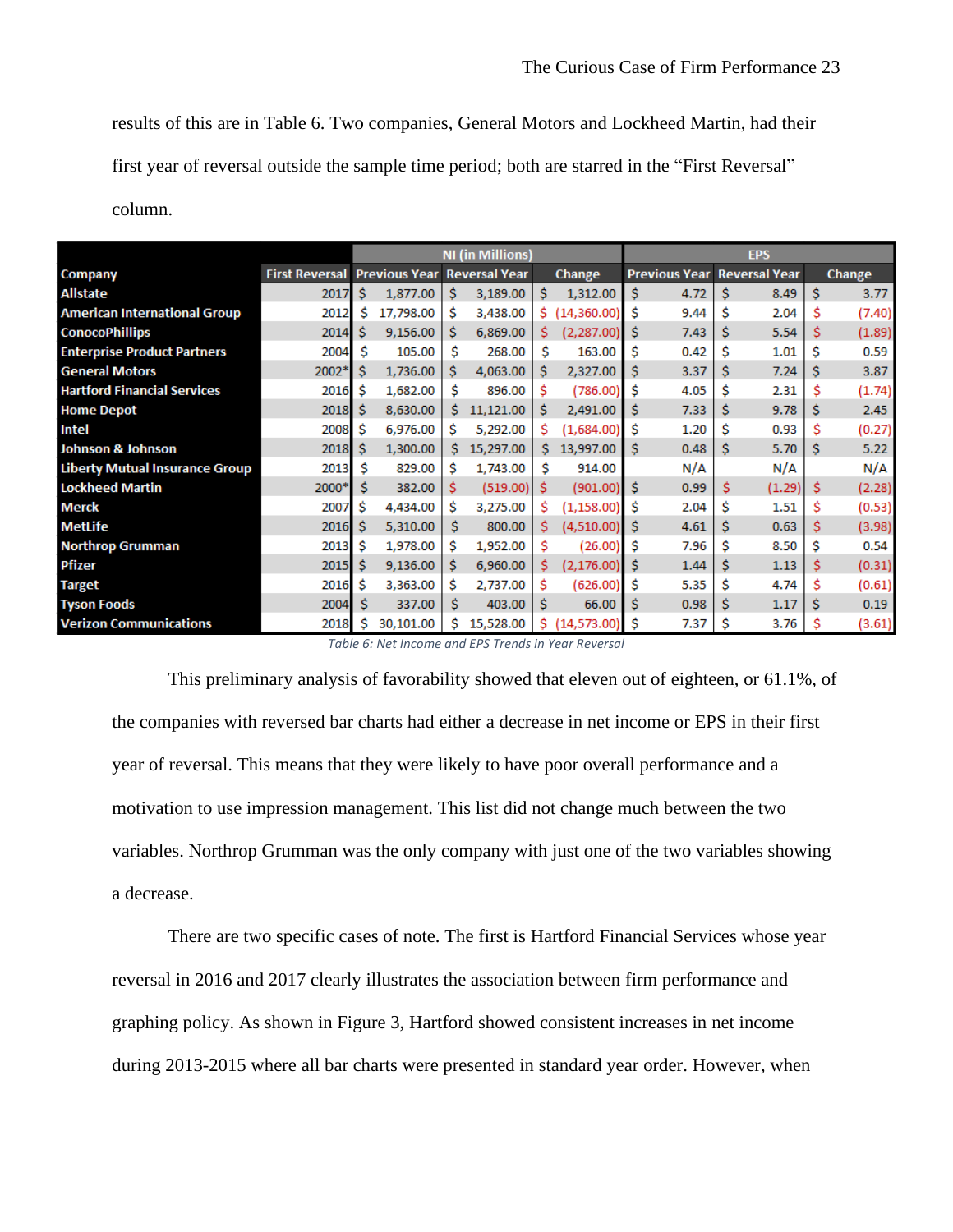results of this are in Table 6. Two companies, General Motors and Lockheed Martin, had their first year of reversal outside the sample time period; both are starred in the "First Reversal" column.

| | | NI (in Millions) | | | EPS | | |
|---|---|---|---|---|---|---|---|
| **Company** | **First Reversal** | **Previous Year** | **Reversal Year** | **Change** | **Previous Year** | **Reversal Year** | **Change** |
| **Allstate** | 2017 | $ 1,877.00 | $ 3,189.00 | $ 1,312.00 | $ 4.72 | $ 8.49 | $ 3.77 |
| **American International Group** | 2012 | $ 17,798.00 | $ 3,438.00 | $ (14,360.00) | $ 9.44 | $ 2.04 | $ (7.40) |
| **ConocoPhillips** | 2014 | $ 9,156.00 | $ 6,869.00 | $ (2,287.00) | $ 7.43 | $ 5.54 | $ (1.89) |
| **Enterprise Product Partners** | 2004 | $ 105.00 | $ 268.00 | $ 163.00 | $ 0.42 | $ 1.01 | $ 0.59 |
| **General Motors** | 2002* | $ 1,736.00 | $ 4,063.00 | $ 2,327.00 | $ 3.37 | $ 7.24 | $ 3.87 |
| **Hartford Financial Services** | 2016 | $ 1,682.00 | $ 896.00 | $ (786.00) | $ 4.05 | $ 2.31 | $ (1.74) |
| **Home Depot** | 2018 | $ 8,630.00 | $ 11,121.00 | $ 2,491.00 | $ 7.33 | $ 9.78 | $ 2.45 |
| **Intel** | 2008 | $ 6,976.00 | $ 5,292.00 | $ (1,684.00) | $ 1.20 | $ 0.93 | $ (0.27) |
| **Johnson & Johnson** | 2018 | $ 1,300.00 | $ 15,297.00 | $ 13,997.00 | $ 0.48 | $ 5.70 | $ 5.22 |
| **Liberty Mutual Insurance Group** | 2013 | $ 829.00 | $ 1,743.00 | $ 914.00 | N/A | N/A | N/A |
| **Lockheed Martin** | 2000* | $ 382.00 | $ (519.00) | $ (901.00) | $ 0.99 | $ (1.29) | $ (2.28) |
| **Merck** | 2007 | $ 4,434.00 | $ 3,275.00 | $ (1,158.00) | $ 2.04 | $ 1.51 | $ (0.53) |
| **MetLife** | 2016 | $ 5,310.00 | $ 800.00 | $ (4,510.00) | $ 4.61 | $ 0.63 | $ (3.98) |
| **Northrop Grumman** | 2013 | $ 1,978.00 | $ 1,952.00 | $ (26.00) | $ 7.96 | $ 8.50 | $ 0.54 |
| **Pfizer** | 2015 | $ 9,136.00 | $ 6,960.00 | $ (2,176.00) | $ 1.44 | $ 1.13 | $ (0.31) |
| **Target** | 2016 | $ 3,363.00 | $ 2,737.00 | $ (626.00) | $ 5.35 | $ 4.74 | $ (0.61) |
| **Tyson Foods** | 2004 | $ 337.00 | $ 403.00 | $ 66.00 | $ 0.98 | $ 1.17 | $ 0.19 |
| **Verizon Communications** | 2018 | $ 30,101.00 | $ 15,528.00 | $ (14,573.00) | $ 7.37 | $ 3.76 | $ (3.61) |

*Table 6: Net Income and EPS Trends in Year Reversal*

This preliminary analysis of favorability showed that eleven out of eighteen, or 61.1%, of the companies with reversed bar charts had either a decrease in net income or EPS in their first year of reversal. This means that they were likely to have poor overall performance and a motivation to use impression management. This list did not change much between the two variables. Northrop Grumman was the only company with just one of the two variables showing a decrease.

There are two specific cases of note. The first is Hartford Financial Services whose year reversal in 2016 and 2017 clearly illustrates the association between firm performance and graphing policy. As shown in Figure 3, Hartford showed consistent increases in net income during 2013-2015 where all bar charts were presented in standard year order. However, when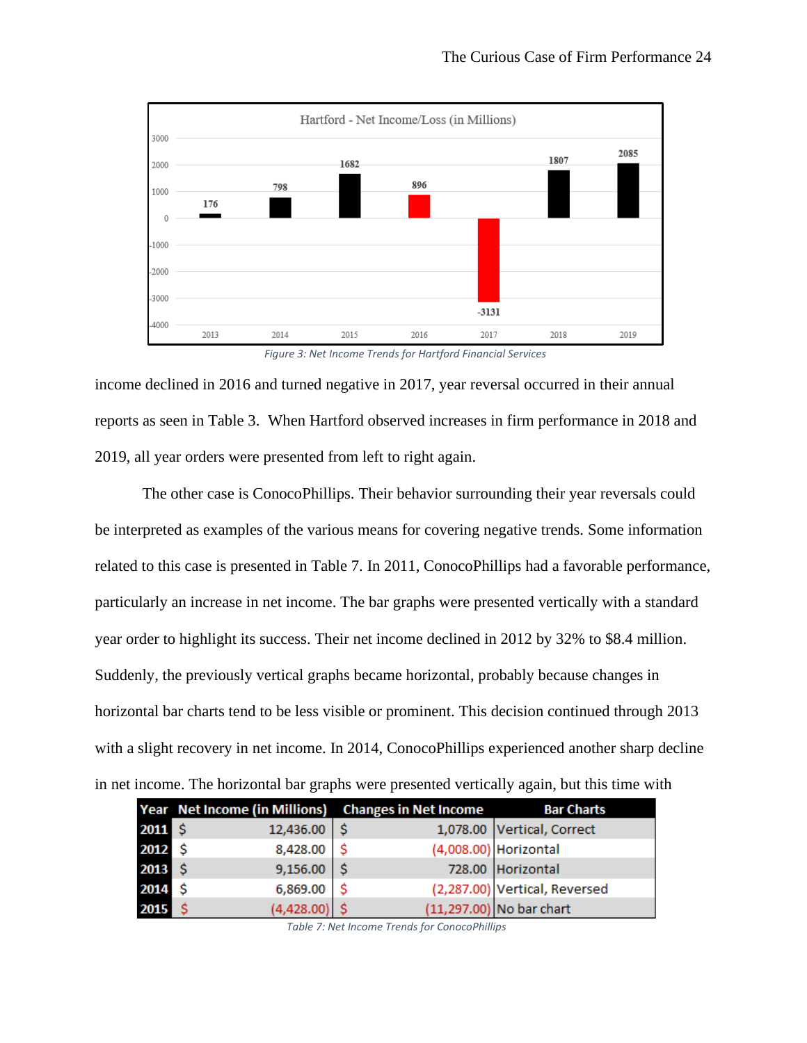Figure 3: Net Income Trends for Hartford Financial Services

income declined in 2016 and turned negative in 2017, year reversal occurred in their annual reports as seen in Table 3. When Hartford observed increases in firm performance in 2018 and 2019, all year orders were presented from left to right again.

The other case is ConocoPhillips. Their behavior surrounding their year reversals could be interpreted as examples of the various means for covering negative trends. Some information related to this case is presented in Table 7. In 2011, ConocoPhillips had a favorable performance, particularly an increase in net income. The bar graphs were presented vertically with a standard year order to highlight its success. Their net income declined in 2012 by 32% to $8.4 million. Suddenly, the previously vertical graphs became horizontal, probably because changes in horizontal bar charts tend to be less visible or prominent. This decision continued through 2013 with a slight recovery in net income. In 2014, ConocoPhillips experienced another sharp decline in net income. The horizontal bar graphs were presented vertically again, but this time with

| Year | Net Income (in Millions) | Changes in Net Income | Bar Charts |
|---|---|---|---|
| 2011 | $ 12,436.00 | $ 1,078.00 | Vertical, Correct |
| 2012 | $ 8,428.00 | $ (4,008.00) | Horizontal |
| 2013 | $ 9,156.00 | $ 728.00 | Horizontal |
| 2014 | $ 6,869.00 | $ (2,287.00) | Vertical, Reversed |
| 2015 | $ (4,428.00) | $ (11,297.00) | No bar chart |

Table 7: Net Income Trends for ConocoPhillips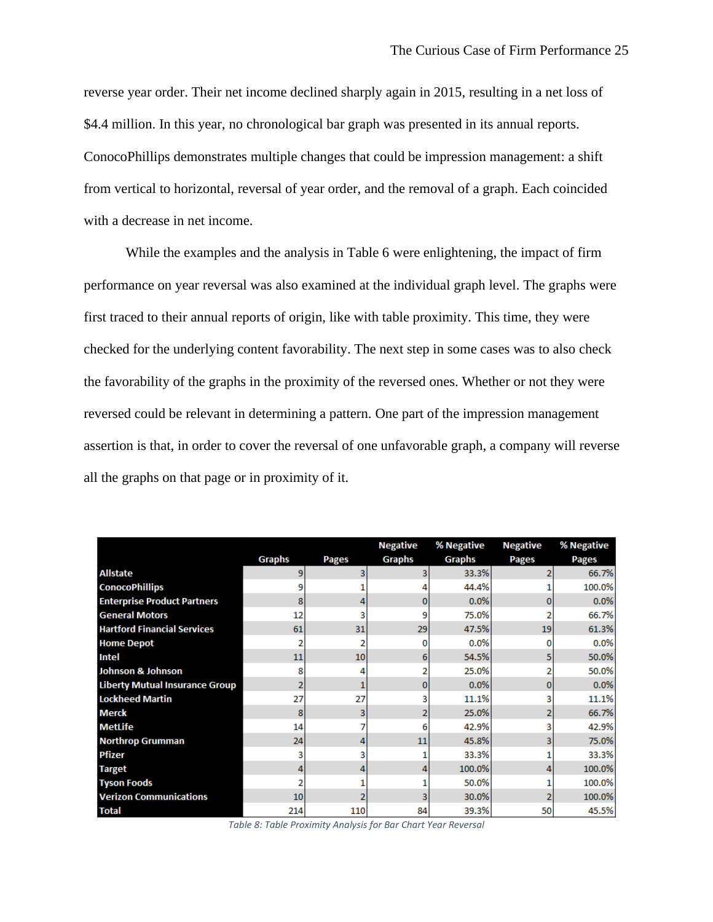reverse year order. Their net income declined sharply again in 2015, resulting in a net loss of $4.4 million. In this year, no chronological bar graph was presented in its annual reports. ConocoPhillips demonstrates multiple changes that could be impression management: a shift from vertical to horizontal, reversal of year order, and the removal of a graph. Each coincided with a decrease in net income.

While the examples and the analysis in Table 6 were enlightening, the impact of firm performance on year reversal was also examined at the individual graph level. The graphs were first traced to their annual reports of origin, like with table proximity. This time, they were checked for the underlying content favorability. The next step in some cases was to also check the favorability of the graphs in the proximity of the reversed ones. Whether or not they were reversed could be relevant in determining a pattern. One part of the impression management assertion is that, in order to cover the reversal of one unfavorable graph, a company will reverse all the graphs on that page or in proximity of it.

| | Graphs | Pages | Negative Graphs | % Negative Graphs | Negative Pages | % Negative Pages |
|---|---|---|---|---|---|---|
| Allstate | 9 | 3 | 3 | 33.3% | 2 | 66.7% |
| ConocoPhillips | 9 | 1 | 4 | 44.4% | 1 | 100.0% |
| Enterprise Product Partners | 8 | 4 | 0 | 0.0% | 0 | 0.0% |
| General Motors | 12 | 3 | 9 | 75.0% | 2 | 66.7% |
| Hartford Financial Services | 61 | 31 | 29 | 47.5% | 19 | 61.3% |
| Home Depot | 2 | 2 | 0 | 0.0% | 0 | 0.0% |
| Intel | 11 | 10 | 6 | 54.5% | 5 | 50.0% |
| Johnson & Johnson | 8 | 4 | 2 | 25.0% | 2 | 50.0% |
| Liberty Mutual Insurance Group | 2 | 1 | 0 | 0.0% | 0 | 0.0% |
| Lockheed Martin | 27 | 27 | 3 | 11.1% | 3 | 11.1% |
| Merck | 8 | 3 | 2 | 25.0% | 2 | 66.7% |
| MetLife | 14 | 7 | 6 | 42.9% | 3 | 42.9% |
| Northrop Grumman | 24 | 4 | 11 | 45.8% | 3 | 75.0% |
| Pfizer | 3 | 3 | 1 | 33.3% | 1 | 33.3% |
| Target | 4 | 4 | 4 | 100.0% | 4 | 100.0% |
| Tyson Foods | 2 | 1 | 1 | 50.0% | 1 | 100.0% |
| Verizon Communications | 10 | 2 | 3 | 30.0% | 2 | 100.0% |
| Total | 214 | 110 | 84 | 39.3% | 50 | 45.5% |

*Table 8: Table Proximity Analysis for Bar Chart Year Reversal*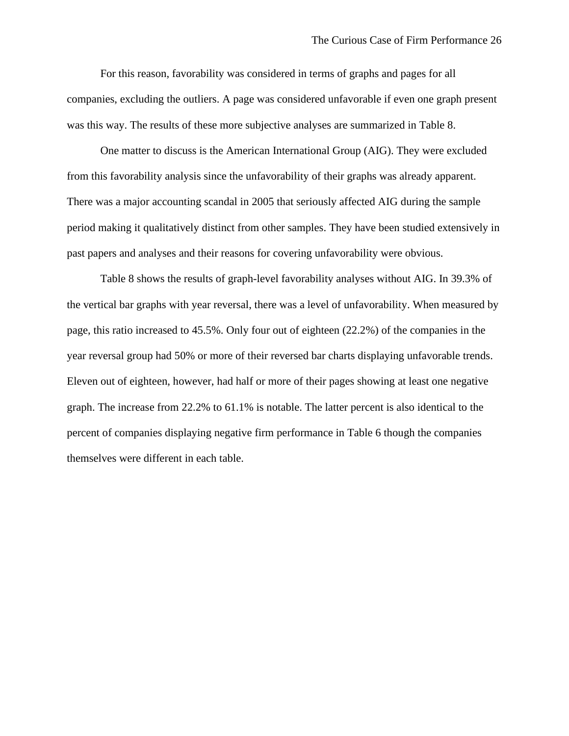For this reason, favorability was considered in terms of graphs and pages for all companies, excluding the outliers. A page was considered unfavorable if even one graph present was this way. The results of these more subjective analyses are summarized in Table 8.

One matter to discuss is the American International Group (AIG). They were excluded from this favorability analysis since the unfavorability of their graphs was already apparent. There was a major accounting scandal in 2005 that seriously affected AIG during the sample period making it qualitatively distinct from other samples. They have been studied extensively in past papers and analyses and their reasons for covering unfavorability were obvious.

Table 8 shows the results of graph-level favorability analyses without AIG. In 39.3% of the vertical bar graphs with year reversal, there was a level of unfavorability. When measured by page, this ratio increased to 45.5%. Only four out of eighteen (22.2%) of the companies in the year reversal group had 50% or more of their reversed bar charts displaying unfavorable trends. Eleven out of eighteen, however, had half or more of their pages showing at least one negative graph. The increase from 22.2% to 61.1% is notable. The latter percent is also identical to the percent of companies displaying negative firm performance in Table 6 though the companies themselves were different in each table.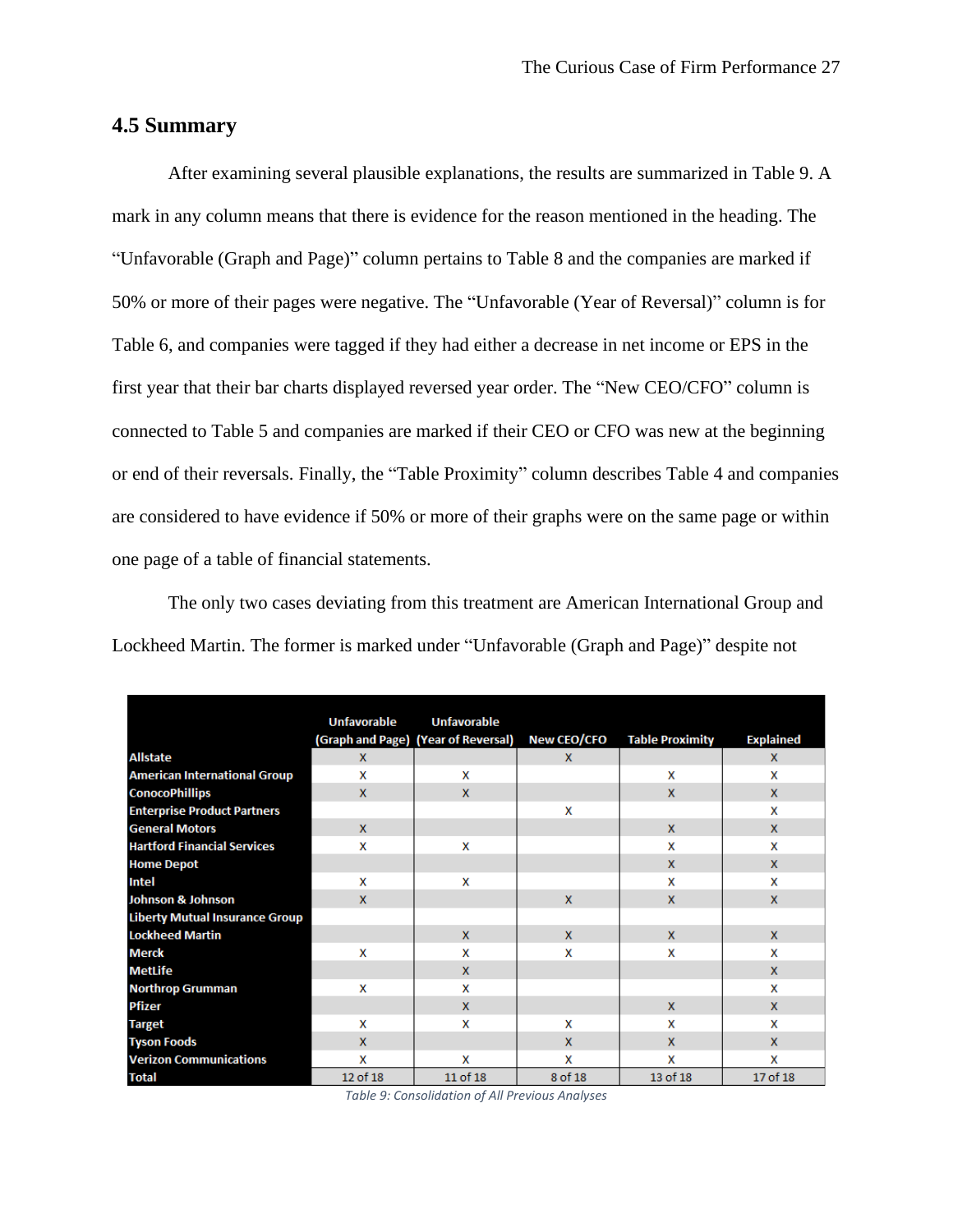## 4.5 Summary

After examining several plausible explanations, the results are summarized in Table 9. A mark in any column means that there is evidence for the reason mentioned in the heading. The "Unfavorable (Graph and Page)" column pertains to Table 8 and the companies are marked if 50% or more of their pages were negative. The "Unfavorable (Year of Reversal)" column is for Table 6, and companies were tagged if they had either a decrease in net income or EPS in the first year that their bar charts displayed reversed year order. The "New CEO/CFO" column is connected to Table 5 and companies are marked if their CEO or CFO was new at the beginning or end of their reversals. Finally, the "Table Proximity" column describes Table 4 and companies are considered to have evidence if 50% or more of their graphs were on the same page or within one page of a table of financial statements.

The only two cases deviating from this treatment are American International Group and Lockheed Martin. The former is marked under "Unfavorable (Graph and Page)" despite not

| | Unfavorable (Graph and Page) | Unfavorable (Year of Reversal) | New CEO/CFO | Table Proximity | Explained |
|---|---|---|---|---|---|
| **Allstate** | X | | X | | X |
| **American International Group** | X | X | | X | X |
| **ConocoPhillips** | X | X | | X | X |
| **Enterprise Product Partners** | | | X | | X |
| **General Motors** | X | | | X | X |
| **Hartford Financial Services** | X | X | | X | X |
| **Home Depot** | | | | X | X |
| **Intel** | X | X | | X | X |
| **Johnson & Johnson** | X | | X | X | X |
| **Liberty Mutual Insurance Group** | | | | | |
| **Lockheed Martin** | | X | X | X | X |
| **Merck** | X | X | X | X | X |
| **MetLife** | | X | | | X |
| **Northrop Grumman** | X | X | | | X |
| **Pfizer** | | X | | X | X |
| **Target** | X | X | X | X | X |
| **Tyson Foods** | X | | X | X | X |
| **Verizon Communications** | X | X | X | X | X |
| **Total** | 12 of 18 | 11 of 18 | 8 of 18 | 13 of 18 | 17 of 18 |

*Table 9: Consolidation of All Previous Analyses*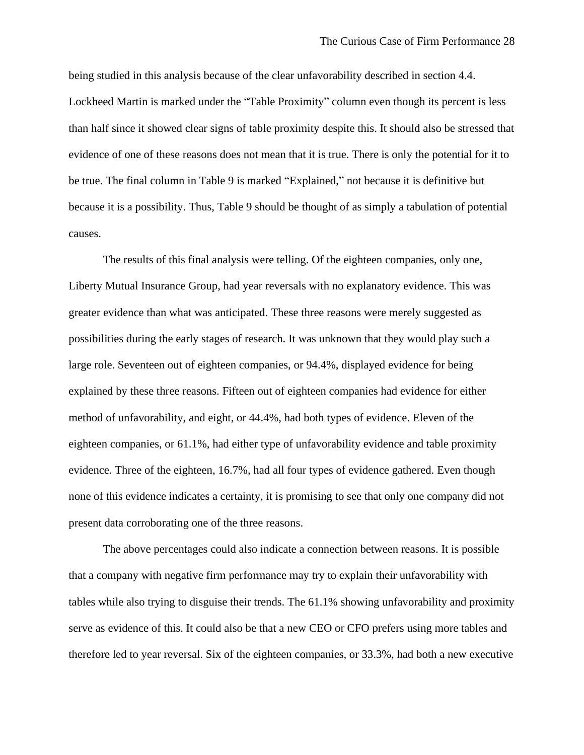being studied in this analysis because of the clear unfavorability described in section 4.4. Lockheed Martin is marked under the "Table Proximity" column even though its percent is less than half since it showed clear signs of table proximity despite this. It should also be stressed that evidence of one of these reasons does not mean that it is true. There is only the potential for it to be true. The final column in Table 9 is marked "Explained," not because it is definitive but because it is a possibility. Thus, Table 9 should be thought of as simply a tabulation of potential causes.

The results of this final analysis were telling. Of the eighteen companies, only one, Liberty Mutual Insurance Group, had year reversals with no explanatory evidence. This was greater evidence than what was anticipated. These three reasons were merely suggested as possibilities during the early stages of research. It was unknown that they would play such a large role. Seventeen out of eighteen companies, or 94.4%, displayed evidence for being explained by these three reasons. Fifteen out of eighteen companies had evidence for either method of unfavorability, and eight, or 44.4%, had both types of evidence. Eleven of the eighteen companies, or 61.1%, had either type of unfavorability evidence and table proximity evidence. Three of the eighteen, 16.7%, had all four types of evidence gathered. Even though none of this evidence indicates a certainty, it is promising to see that only one company did not present data corroborating one of the three reasons.

The above percentages could also indicate a connection between reasons. It is possible that a company with negative firm performance may try to explain their unfavorability with tables while also trying to disguise their trends. The 61.1% showing unfavorability and proximity serve as evidence of this. It could also be that a new CEO or CFO prefers using more tables and therefore led to year reversal. Six of the eighteen companies, or 33.3%, had both a new executive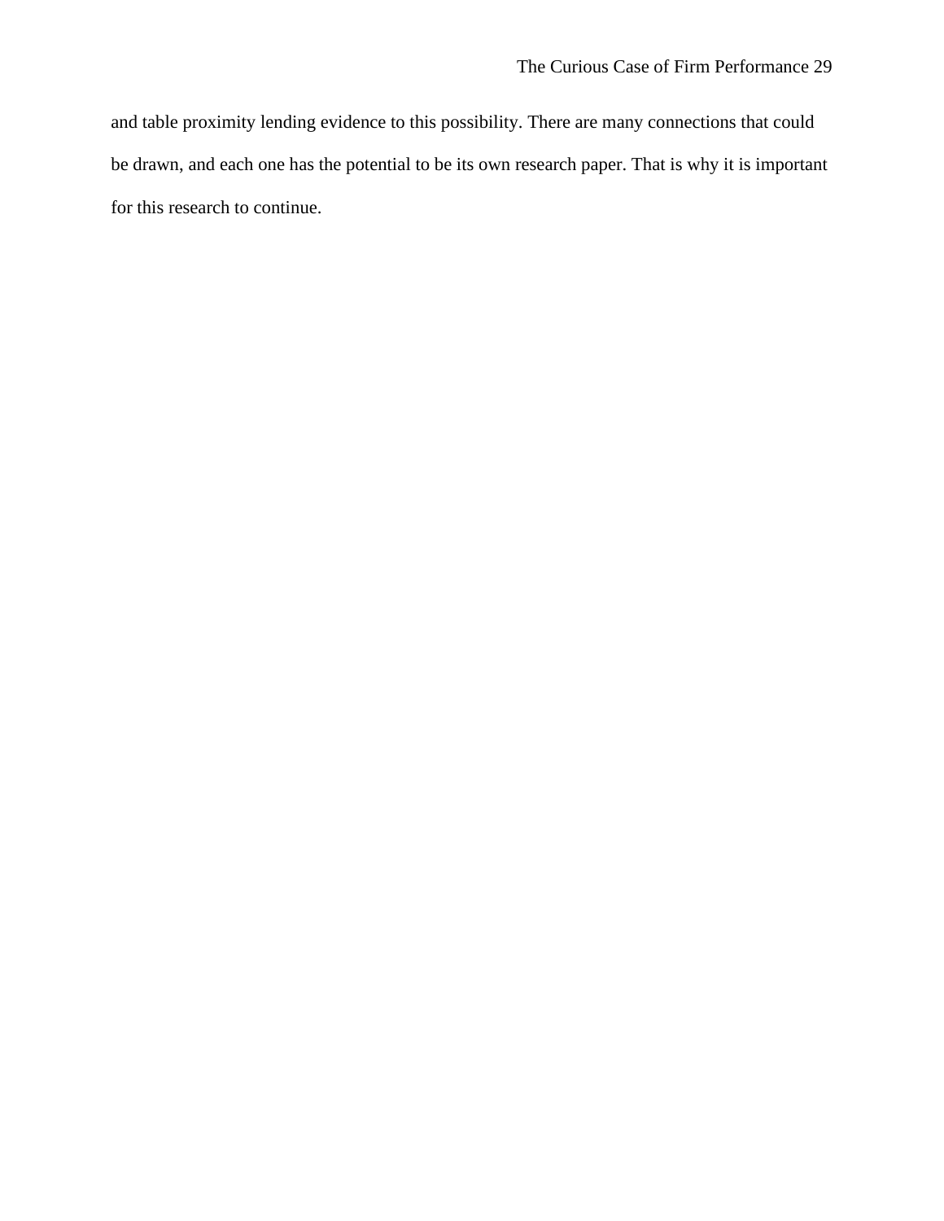and table proximity lending evidence to this possibility. There are many connections that could be drawn, and each one has the potential to be its own research paper. That is why it is important for this research to continue.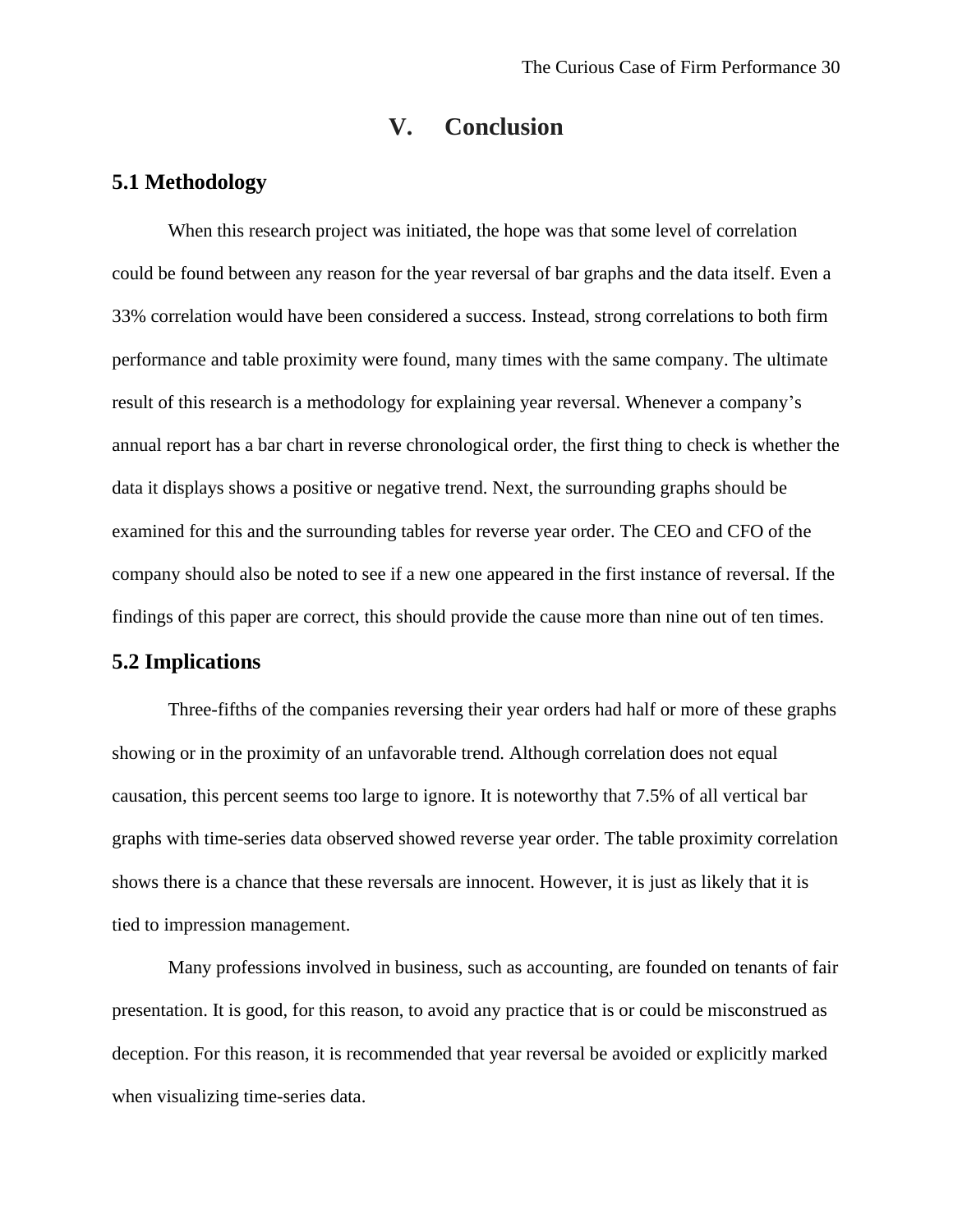# V. Conclusion

## 5.1 Methodology

When this research project was initiated, the hope was that some level of correlation could be found between any reason for the year reversal of bar graphs and the data itself. Even a 33% correlation would have been considered a success. Instead, strong correlations to both firm performance and table proximity were found, many times with the same company. The ultimate result of this research is a methodology for explaining year reversal. Whenever a company's annual report has a bar chart in reverse chronological order, the first thing to check is whether the data it displays shows a positive or negative trend. Next, the surrounding graphs should be examined for this and the surrounding tables for reverse year order. The CEO and CFO of the company should also be noted to see if a new one appeared in the first instance of reversal. If the findings of this paper are correct, this should provide the cause more than nine out of ten times.

## 5.2 Implications

Three-fifths of the companies reversing their year orders had half or more of these graphs showing or in the proximity of an unfavorable trend. Although correlation does not equal causation, this percent seems too large to ignore. It is noteworthy that 7.5% of all vertical bar graphs with time-series data observed showed reverse year order. The table proximity correlation shows there is a chance that these reversals are innocent. However, it is just as likely that it is tied to impression management.

Many professions involved in business, such as accounting, are founded on tenants of fair presentation. It is good, for this reason, to avoid any practice that is or could be misconstrued as deception. For this reason, it is recommended that year reversal be avoided or explicitly marked when visualizing time-series data.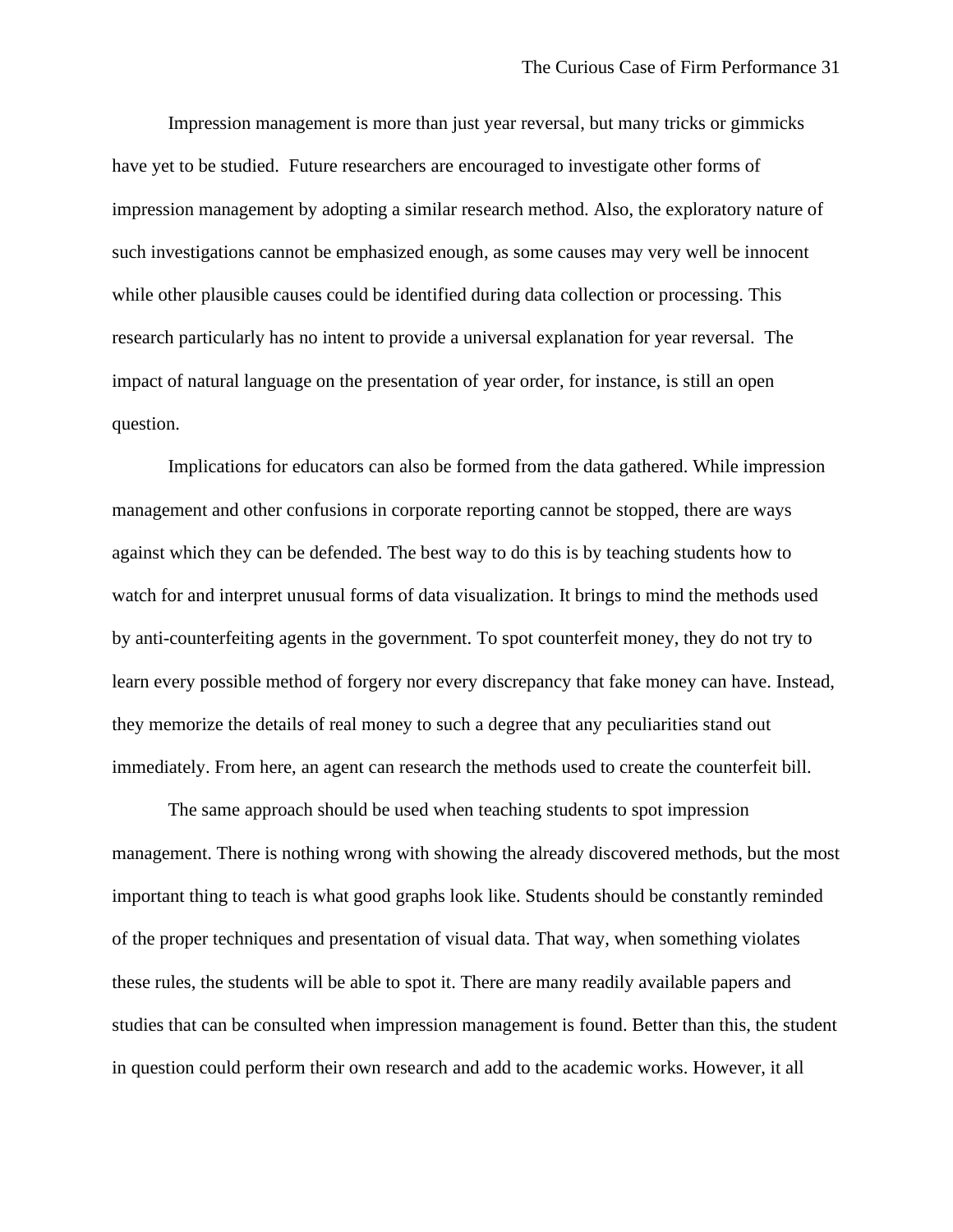Impression management is more than just year reversal, but many tricks or gimmicks have yet to be studied. Future researchers are encouraged to investigate other forms of impression management by adopting a similar research method. Also, the exploratory nature of such investigations cannot be emphasized enough, as some causes may very well be innocent while other plausible causes could be identified during data collection or processing. This research particularly has no intent to provide a universal explanation for year reversal. The impact of natural language on the presentation of year order, for instance, is still an open question.

Implications for educators can also be formed from the data gathered. While impression management and other confusions in corporate reporting cannot be stopped, there are ways against which they can be defended. The best way to do this is by teaching students how to watch for and interpret unusual forms of data visualization. It brings to mind the methods used by anti-counterfeiting agents in the government. To spot counterfeit money, they do not try to learn every possible method of forgery nor every discrepancy that fake money can have. Instead, they memorize the details of real money to such a degree that any peculiarities stand out immediately. From here, an agent can research the methods used to create the counterfeit bill.

The same approach should be used when teaching students to spot impression management. There is nothing wrong with showing the already discovered methods, but the most important thing to teach is what good graphs look like. Students should be constantly reminded of the proper techniques and presentation of visual data. That way, when something violates these rules, the students will be able to spot it. There are many readily available papers and studies that can be consulted when impression management is found. Better than this, the student in question could perform their own research and add to the academic works. However, it all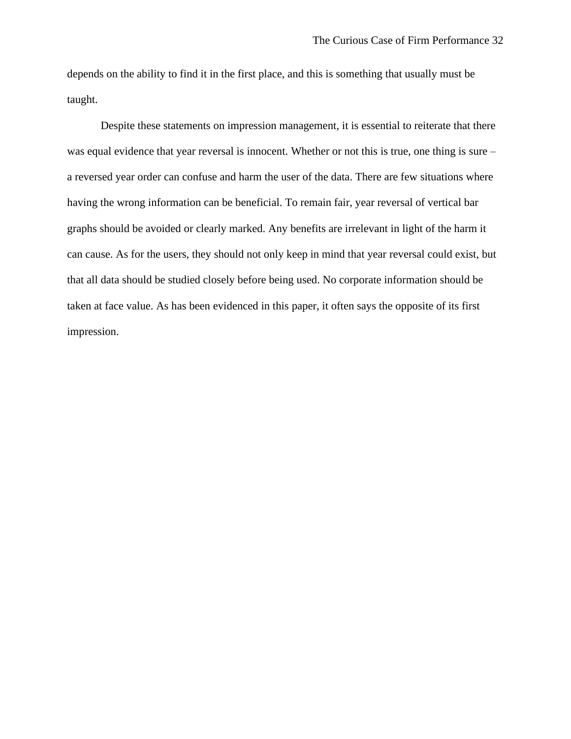depends on the ability to find it in the first place, and this is something that usually must be taught.

Despite these statements on impression management, it is essential to reiterate that there was equal evidence that year reversal is innocent. Whether or not this is true, one thing is sure – a reversed year order can confuse and harm the user of the data. There are few situations where having the wrong information can be beneficial. To remain fair, year reversal of vertical bar graphs should be avoided or clearly marked. Any benefits are irrelevant in light of the harm it can cause. As for the users, they should not only keep in mind that year reversal could exist, but that all data should be studied closely before being used. No corporate information should be taken at face value. As has been evidenced in this paper, it often says the opposite of its first impression.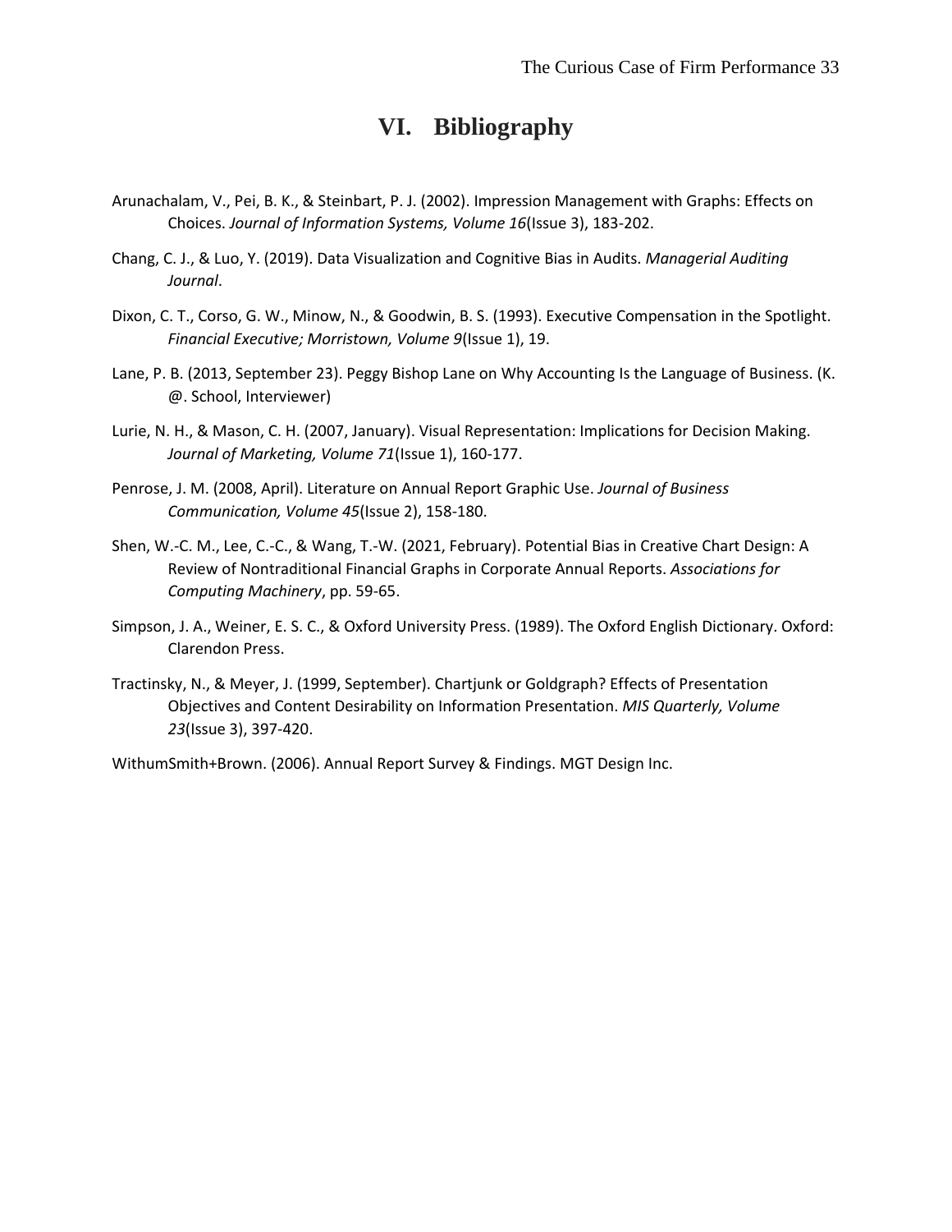# VI. Bibliography

Arunachalam, V., Pei, B. K., & Steinbart, P. J. (2002). Impression Management with Graphs: Effects on Choices. *Journal of Information Systems, Volume 16*(Issue 3), 183-202.

Chang, C. J., & Luo, Y. (2019). Data Visualization and Cognitive Bias in Audits. *Managerial Auditing Journal*.

Dixon, C. T., Corso, G. W., Minow, N., & Goodwin, B. S. (1993). Executive Compensation in the Spotlight. *Financial Executive; Morristown, Volume 9*(Issue 1), 19.

Lane, P. B. (2013, September 23). Peggy Bishop Lane on Why Accounting Is the Language of Business. (K. @. School, Interviewer)

Lurie, N. H., & Mason, C. H. (2007, January). Visual Representation: Implications for Decision Making. *Journal of Marketing, Volume 71*(Issue 1), 160-177.

Penrose, J. M. (2008, April). Literature on Annual Report Graphic Use. *Journal of Business Communication, Volume 45*(Issue 2), 158-180.

Shen, W.-C. M., Lee, C.-C., & Wang, T.-W. (2021, February). Potential Bias in Creative Chart Design: A Review of Nontraditional Financial Graphs in Corporate Annual Reports. *Associations for Computing Machinery*, pp. 59-65.

Simpson, J. A., Weiner, E. S. C., & Oxford University Press. (1989). The Oxford English Dictionary. Oxford: Clarendon Press.

Tractinsky, N., & Meyer, J. (1999, September). Chartjunk or Goldgraph? Effects of Presentation Objectives and Content Desirability on Information Presentation. *MIS Quarterly, Volume 23*(Issue 3), 397-420.

WithumSmith+Brown. (2006). Annual Report Survey & Findings. MGT Design Inc.